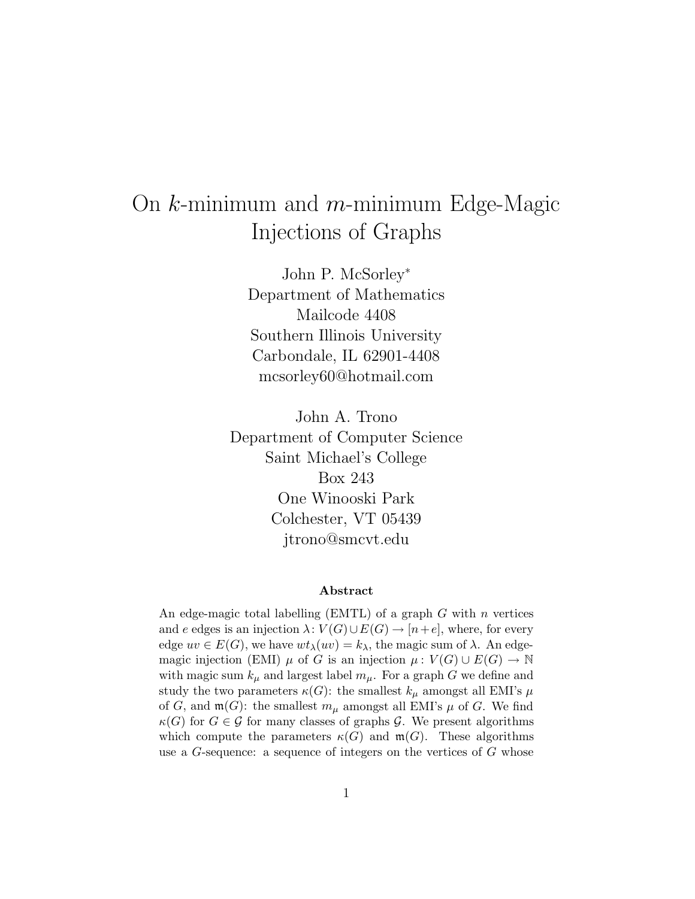# On $k$-minimum and $m$-minimum Edge-Magic Injections of Graphs

John P. McSorley*
Department of Mathematics
Mailcode 4408
Southern Illinois University
Carbondale, IL 62901-4408
mcsorley60@hotmail.com

John A. Trono
Department of Computer Science
Saint Michael's College
Box 243
One Winooski Park
Colchester, VT 05439
jtrono@smcvt.edu

### Abstract

An edge-magic total labelling (EMTL) of a graph $G$ with $n$ vertices and $e$ edges is an injection $\lambda\colon V(G) \cup E(G) \to [n+e]$, where, for every edge $uv \in E(G)$, we have $wt_\lambda(uv) = k_\lambda$, the magic sum of $\lambda$. An edge-magic injection (EMI) $\mu$ of $G$ is an injection $\mu\colon V(G) \cup E(G) \to \mathbb{N}$ with magic sum $k_\mu$ and largest label $m_\mu$. For a graph $G$ we define and study the two parameters $\kappa(G)$: the smallest $k_\mu$ amongst all EMI's $\mu$ of $G$, and $\mathfrak{m}(G)$: the smallest $m_\mu$ amongst all EMI's $\mu$ of $G$. We find $\kappa(G)$ for $G \in \mathcal{G}$ for many classes of graphs $\mathcal{G}$. We present algorithms which compute the parameters $\kappa(G)$ and $\mathfrak{m}(G)$. These algorithms use a $G$-sequence: a sequence of integers on the vertices of $G$ whose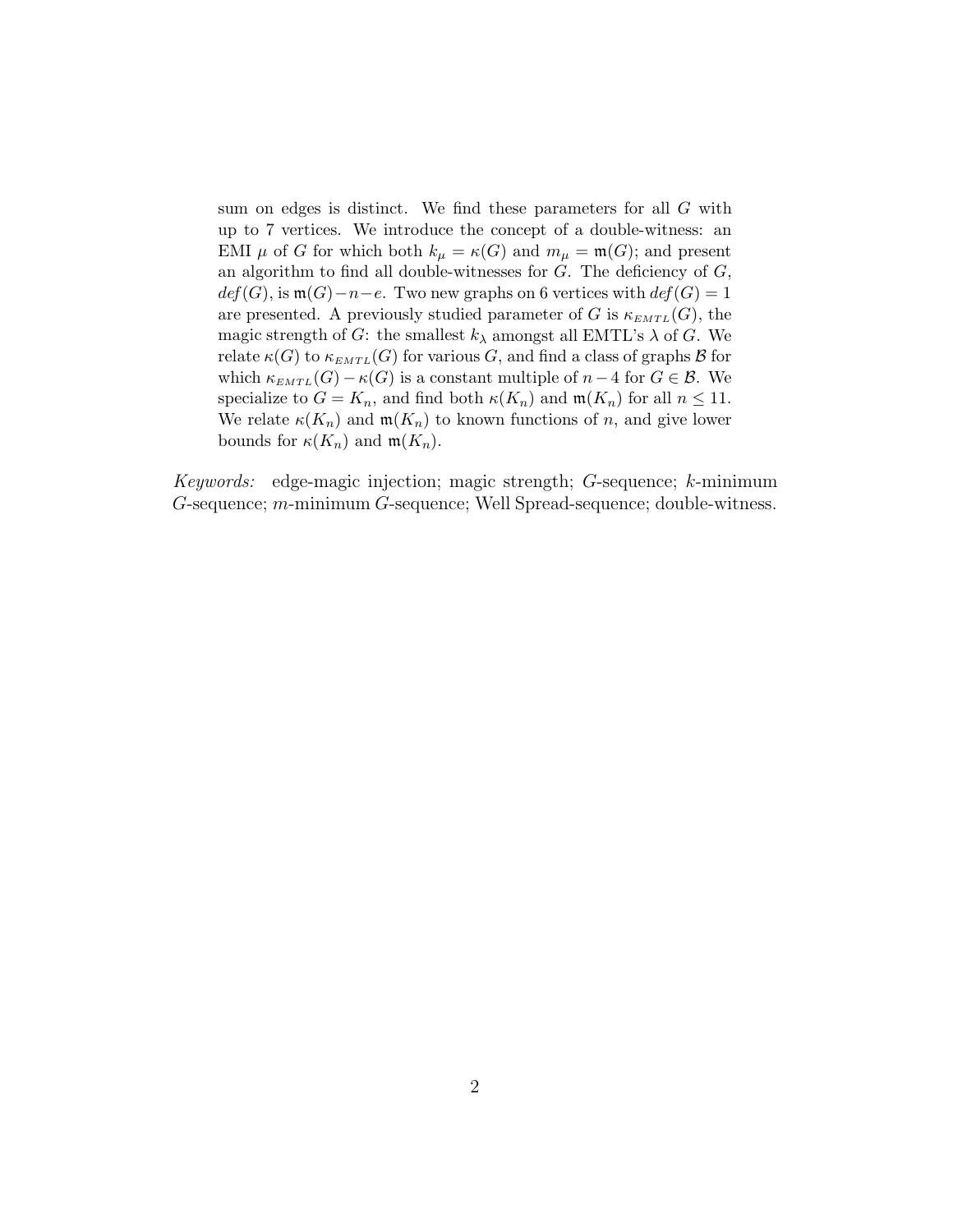sum on edges is distinct. We find these parameters for all $G$ with up to 7 vertices. We introduce the concept of a double-witness: an EMI $\mu$ of $G$ for which both $k_\mu = \kappa(G)$ and $m_\mu = \mathfrak{m}(G)$; and present an algorithm to find all double-witnesses for $G$. The deficiency of $G$, $def(G)$, is $\mathfrak{m}(G)-n-e$. Two new graphs on 6 vertices with $def(G)=1$ are presented. A previously studied parameter of $G$ is $\kappa_{EMTL}(G)$, the magic strength of $G$: the smallest $k_\lambda$ amongst all EMTL's $\lambda$ of $G$. We relate $\kappa(G)$ to $\kappa_{EMTL}(G)$ for various $G$, and find a class of graphs $\mathcal{B}$ for which $\kappa_{EMTL}(G)-\kappa(G)$ is a constant multiple of $n-4$ for $G \in \mathcal{B}$. We specialize to $G = K_n$, and find both $\kappa(K_n)$ and $\mathfrak{m}(K_n)$ for all $n \leq 11$. We relate $\kappa(K_n)$ and $\mathfrak{m}(K_n)$ to known functions of $n$, and give lower bounds for $\kappa(K_n)$ and $\mathfrak{m}(K_n)$.

*Keywords:* edge-magic injection; magic strength; $G$-sequence; $k$-minimum $G$-sequence; $m$-minimum $G$-sequence; Well Spread-sequence; double-witness.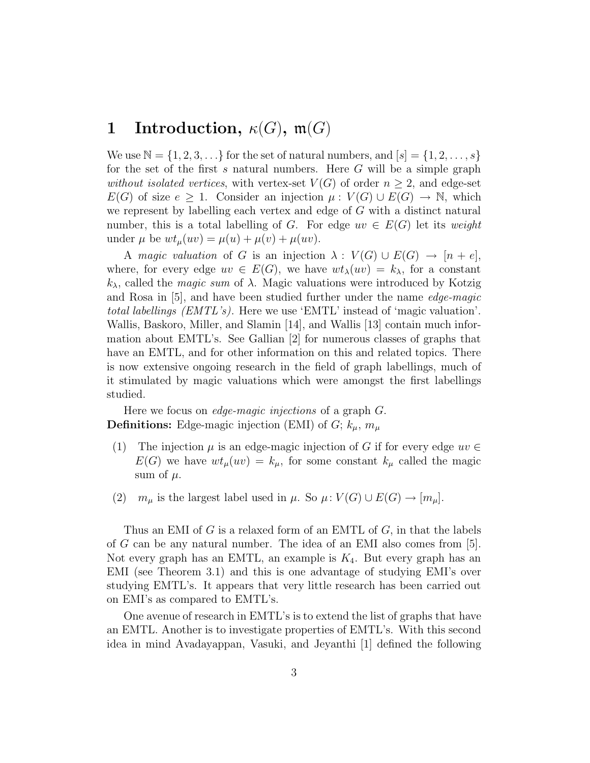# 1 Introduction, $\kappa(G)$, $\mathfrak{m}(G)$

We use $\mathbb{N} = \{1, 2, 3, \ldots\}$ for the set of natural numbers, and $[s] = \{1, 2, \ldots, s\}$ for the set of the first $s$ natural numbers. Here $G$ will be a simple graph *without isolated vertices*, with vertex-set $V(G)$ of order $n \geq 2$, and edge-set $E(G)$ of size $e \geq 1$. Consider an injection $\mu : V(G) \cup E(G) \to \mathbb{N}$, which we represent by labelling each vertex and edge of $G$ with a distinct natural number, this is a total labelling of $G$. For edge $uv \in E(G)$ let its *weight* under $\mu$ be $wt_\mu(uv) = \mu(u) + \mu(v) + \mu(uv)$.

A *magic valuation* of $G$ is an injection $\lambda : V(G) \cup E(G) \to [n + e]$, where, for every edge $uv \in E(G)$, we have $wt_\lambda(uv) = k_\lambda$, for a constant $k_\lambda$, called the *magic sum* of $\lambda$. Magic valuations were introduced by Kotzig and Rosa in [5], and have been studied further under the name *edge-magic total labellings (EMTL's)*. Here we use 'EMTL' instead of 'magic valuation'. Wallis, Baskoro, Miller, and Slamin [14], and Wallis [13] contain much information about EMTL's. See Gallian [2] for numerous classes of graphs that have an EMTL, and for other information on this and related topics. There is now extensive ongoing research in the field of graph labellings, much of it stimulated by magic valuations which were amongst the first labellings studied.

Here we focus on *edge-magic injections* of a graph $G$.

**Definitions:** Edge-magic injection (EMI) of $G$; $k_\mu$, $m_\mu$

(1) The injection $\mu$ is an edge-magic injection of $G$ if for every edge $uv \in E(G)$ we have $wt_\mu(uv) = k_\mu$, for some constant $k_\mu$ called the magic sum of $\mu$.

(2) $m_\mu$ is the largest label used in $\mu$. So $\mu : V(G) \cup E(G) \to [m_\mu]$.

Thus an EMI of $G$ is a relaxed form of an EMTL of $G$, in that the labels of $G$ can be any natural number. The idea of an EMI also comes from [5]. Not every graph has an EMTL, an example is $K_4$. But every graph has an EMI (see Theorem 3.1) and this is one advantage of studying EMI's over studying EMTL's. It appears that very little research has been carried out on EMI's as compared to EMTL's.

One avenue of research in EMTL's is to extend the list of graphs that have an EMTL. Another is to investigate properties of EMTL's. With this second idea in mind Avadayappan, Vasuki, and Jeyanthi [1] defined the following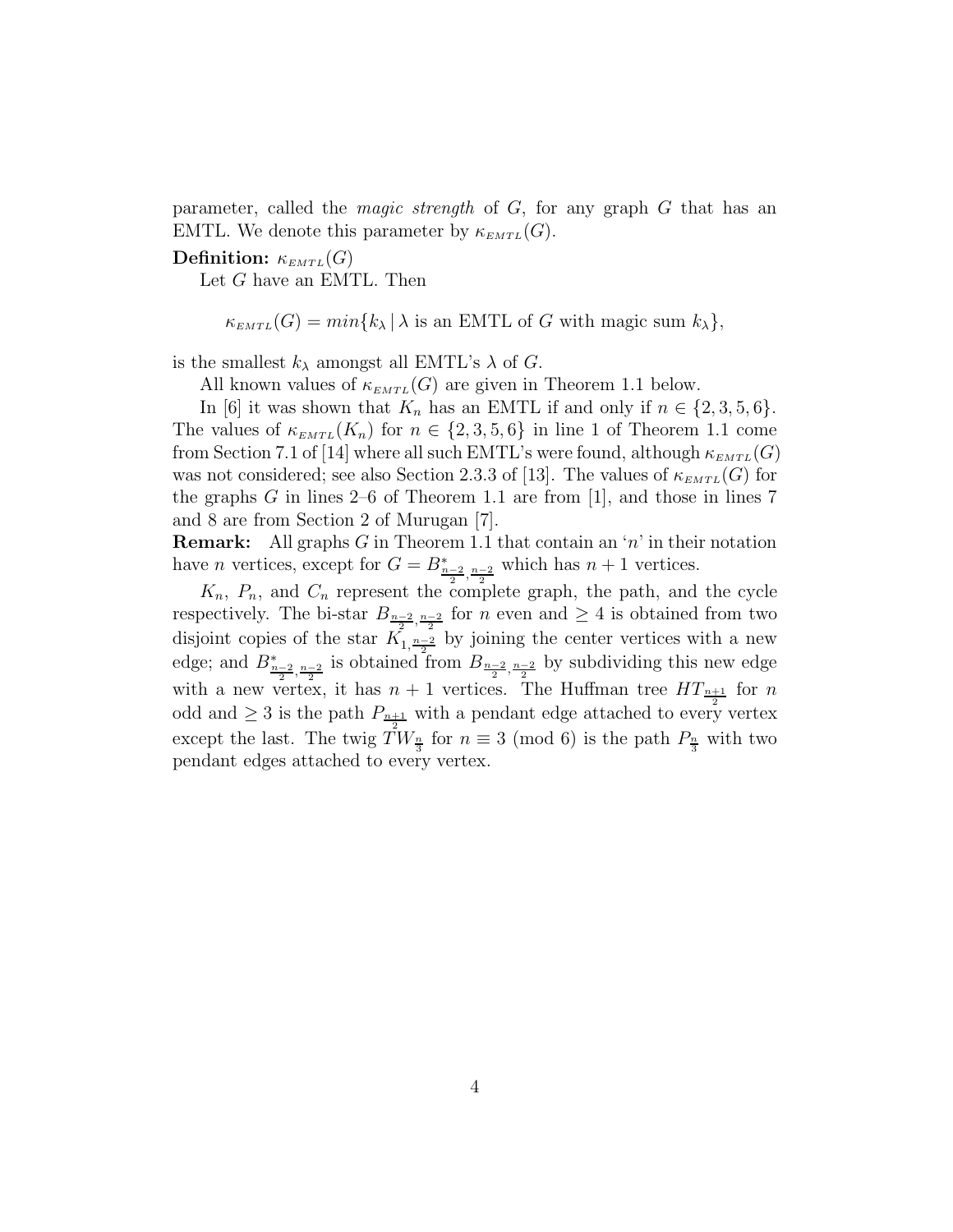parameter, called the *magic strength* of $G$, for any graph $G$ that has an EMTL. We denote this parameter by $\kappa_{EMTL}(G)$.

**Definition:** $\kappa_{EMTL}(G)$

Let $G$ have an EMTL. Then

$$\kappa_{EMTL}(G) = min\{k_\lambda \,|\, \lambda \text{ is an EMTL of } G \text{ with magic sum } k_\lambda\},$$

is the smallest $k_\lambda$ amongst all EMTL's $\lambda$ of $G$.

All known values of $\kappa_{EMTL}(G)$ are given in Theorem 1.1 below.

In [6] it was shown that $K_n$ has an EMTL if and only if $n \in \{2, 3, 5, 6\}$. The values of $\kappa_{EMTL}(K_n)$ for $n \in \{2, 3, 5, 6\}$ in line 1 of Theorem 1.1 come from Section 7.1 of [14] where all such EMTL's were found, although $\kappa_{EMTL}(G)$ was not considered; see also Section 2.3.3 of [13]. The values of $\kappa_{EMTL}(G)$ for the graphs $G$ in lines 2–6 of Theorem 1.1 are from [1], and those in lines 7 and 8 are from Section 2 of Murugan [7].

**Remark:** All graphs $G$ in Theorem 1.1 that contain an '$n$' in their notation have $n$ vertices, except for $G = B^*_{\frac{n-2}{2},\frac{n-2}{2}}$ which has $n+1$ vertices.

$K_n$, $P_n$, and $C_n$ represent the complete graph, the path, and the cycle respectively. The bi-star $B_{\frac{n-2}{2},\frac{n-2}{2}}$ for $n$ even and $\geq 4$ is obtained from two disjoint copies of the star $K_{1,\frac{n-2}{2}}$ by joining the center vertices with a new edge; and $B^*_{\frac{n-2}{2},\frac{n-2}{2}}$ is obtained from $B_{\frac{n-2}{2},\frac{n-2}{2}}$ by subdividing this new edge with a new vertex, it has $n+1$ vertices. The Huffman tree $HT_{\frac{n+1}{2}}$ for $n$ odd and $\geq 3$ is the path $P_{\frac{n+1}{2}}$ with a pendant edge attached to every vertex except the last. The twig $TW_{\frac{n}{3}}$ for $n \equiv 3 \pmod 6$ is the path $P_{\frac{n}{3}}$ with two pendant edges attached to every vertex.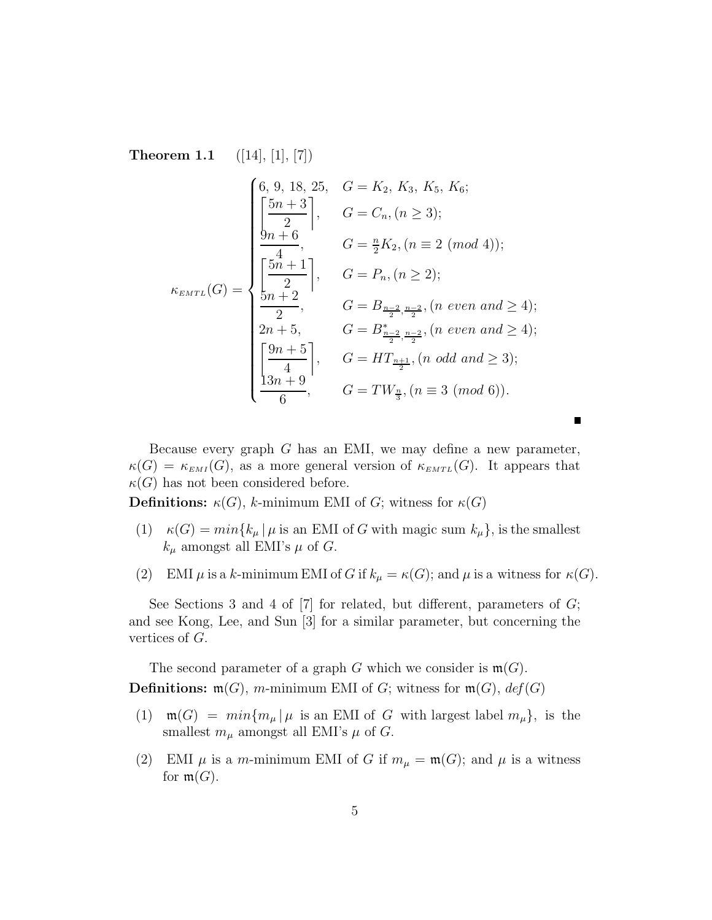**Theorem 1.1** ([14], [1], [7])

$$
\kappa_{EMTL}(G) = \begin{cases} 6,\ 9,\ 18,\ 25, & G = K_2,\ K_3,\ K_5,\ K_6; \\ \left\lceil \dfrac{5n+3}{2} \right\rceil, & G = C_n, (n \geq 3); \\ \dfrac{9n+6}{4}, & G = \frac{n}{2}K_2, (n \equiv 2 \ (mod\ 4)); \\ \left\lceil \dfrac{5n+1}{2} \right\rceil, & G = P_n, (n \geq 2); \\ \dfrac{5n+2}{2}, & G = B_{\frac{n-2}{2},\frac{n-2}{2}}, (n\ even\ and \geq 4); \\ 2n+5, & G = B^*_{\frac{n-2}{2},\frac{n-2}{2}}, (n\ even\ and \geq 4); \\ \left\lceil \dfrac{9n+5}{4} \right\rceil, & G = HT_{\frac{n+1}{2}}, (n\ odd\ and \geq 3); \\ \dfrac{13n+9}{6}, & G = TW_{\frac{n}{3}}, (n \equiv 3 \ (mod\ 6)). \end{cases}
$$

■

Because every graph $G$ has an EMI, we may define a new parameter, $\kappa(G) = \kappa_{EMI}(G)$, as a more general version of $\kappa_{EMTL}(G)$. It appears that $\kappa(G)$ has not been considered before.

**Definitions:** $\kappa(G)$, $k$-minimum EMI of $G$; witness for $\kappa(G)$

(1) $\kappa(G) = min\{k_\mu \,|\, \mu \text{ is an EMI of } G \text{ with magic sum } k_\mu\}$, is the smallest $k_\mu$ amongst all EMI's $\mu$ of $G$.

(2) EMI $\mu$ is a $k$-minimum EMI of $G$ if $k_\mu = \kappa(G)$; and $\mu$ is a witness for $\kappa(G)$.

See Sections 3 and 4 of [7] for related, but different, parameters of $G$; and see Kong, Lee, and Sun [3] for a similar parameter, but concerning the vertices of $G$.

The second parameter of a graph $G$ which we consider is $\mathfrak{m}(G)$.

**Definitions:** $\mathfrak{m}(G)$, $m$-minimum EMI of $G$; witness for $\mathfrak{m}(G)$, $def(G)$

(1) $\mathfrak{m}(G) = min\{m_\mu \,|\, \mu \text{ is an EMI of } G \text{ with largest label } m_\mu\}$, is the smallest $m_\mu$ amongst all EMI's $\mu$ of $G$.

(2) EMI $\mu$ is a $m$-minimum EMI of $G$ if $m_\mu = \mathfrak{m}(G)$; and $\mu$ is a witness for $\mathfrak{m}(G)$.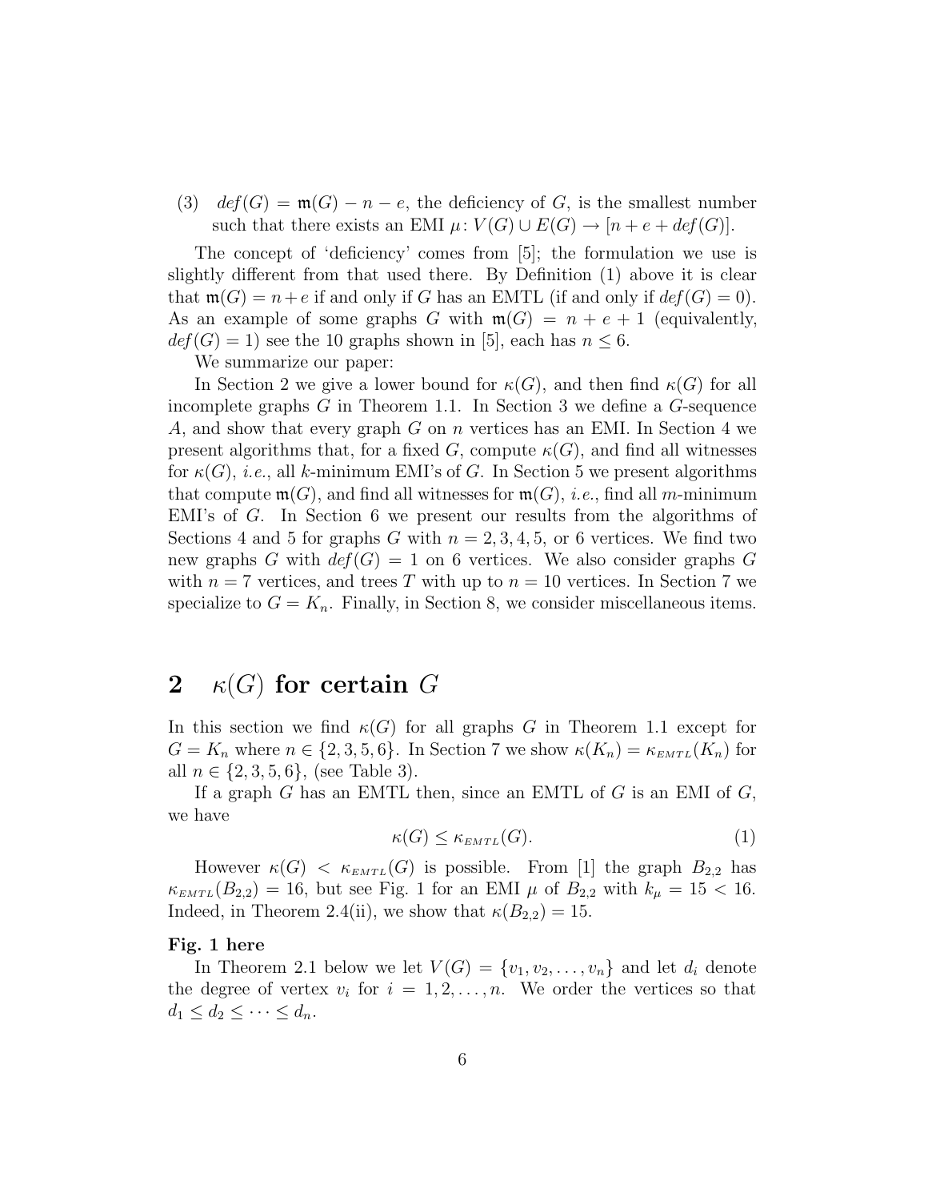(3) $\mathit{def}(G) = \mathfrak{m}(G) - n - e$, the deficiency of $G$, is the smallest number such that there exists an EMI $\mu\colon V(G) \cup E(G) \to [n + e + \mathit{def}(G)]$.

The concept of 'deficiency' comes from [5]; the formulation we use is slightly different from that used there. By Definition (1) above it is clear that $\mathfrak{m}(G) = n+e$ if and only if $G$ has an EMTL (if and only if $\mathit{def}(G) = 0$). As an example of some graphs $G$ with $\mathfrak{m}(G) = n + e + 1$ (equivalently, $\mathit{def}(G) = 1$) see the 10 graphs shown in [5], each has $n \leq 6$.

We summarize our paper:

In Section 2 we give a lower bound for $\kappa(G)$, and then find $\kappa(G)$ for all incomplete graphs $G$ in Theorem 1.1. In Section 3 we define a $G$-sequence $A$, and show that every graph $G$ on $n$ vertices has an EMI. In Section 4 we present algorithms that, for a fixed $G$, compute $\kappa(G)$, and find all witnesses for $\kappa(G)$, *i.e.*, all $k$-minimum EMI's of $G$. In Section 5 we present algorithms that compute $\mathfrak{m}(G)$, and find all witnesses for $\mathfrak{m}(G)$, *i.e.*, find all $m$-minimum EMI's of $G$. In Section 6 we present our results from the algorithms of Sections 4 and 5 for graphs $G$ with $n = 2, 3, 4, 5$, or $6$ vertices. We find two new graphs $G$ with $\mathit{def}(G) = 1$ on 6 vertices. We also consider graphs $G$ with $n = 7$ vertices, and trees $T$ with up to $n = 10$ vertices. In Section 7 we specialize to $G = K_n$. Finally, in Section 8, we consider miscellaneous items.

## 2 $\kappa(G)$ for certain $G$

In this section we find $\kappa(G)$ for all graphs $G$ in Theorem 1.1 except for $G = K_n$ where $n \in \{2, 3, 5, 6\}$. In Section 7 we show $\kappa(K_n) = \kappa_{EMTL}(K_n)$ for all $n \in \{2, 3, 5, 6\}$, (see Table 3).

If a graph $G$ has an EMTL then, since an EMTL of $G$ is an EMI of $G$, we have

$$\kappa(G) \leq \kappa_{EMTL}(G). \tag{1}$$

However $\kappa(G) < \kappa_{EMTL}(G)$ is possible. From [1] the graph $B_{2,2}$ has $\kappa_{EMTL}(B_{2,2}) = 16$, but see Fig. 1 for an EMI $\mu$ of $B_{2,2}$ with $k_\mu = 15 < 16$. Indeed, in Theorem 2.4(ii), we show that $\kappa(B_{2,2}) = 15$.

**Fig. 1 here**

In Theorem 2.1 below we let $V(G) = \{v_1, v_2, \ldots, v_n\}$ and let $d_i$ denote the degree of vertex $v_i$ for $i = 1, 2, \ldots, n$. We order the vertices so that $d_1 \leq d_2 \leq \cdots \leq d_n$.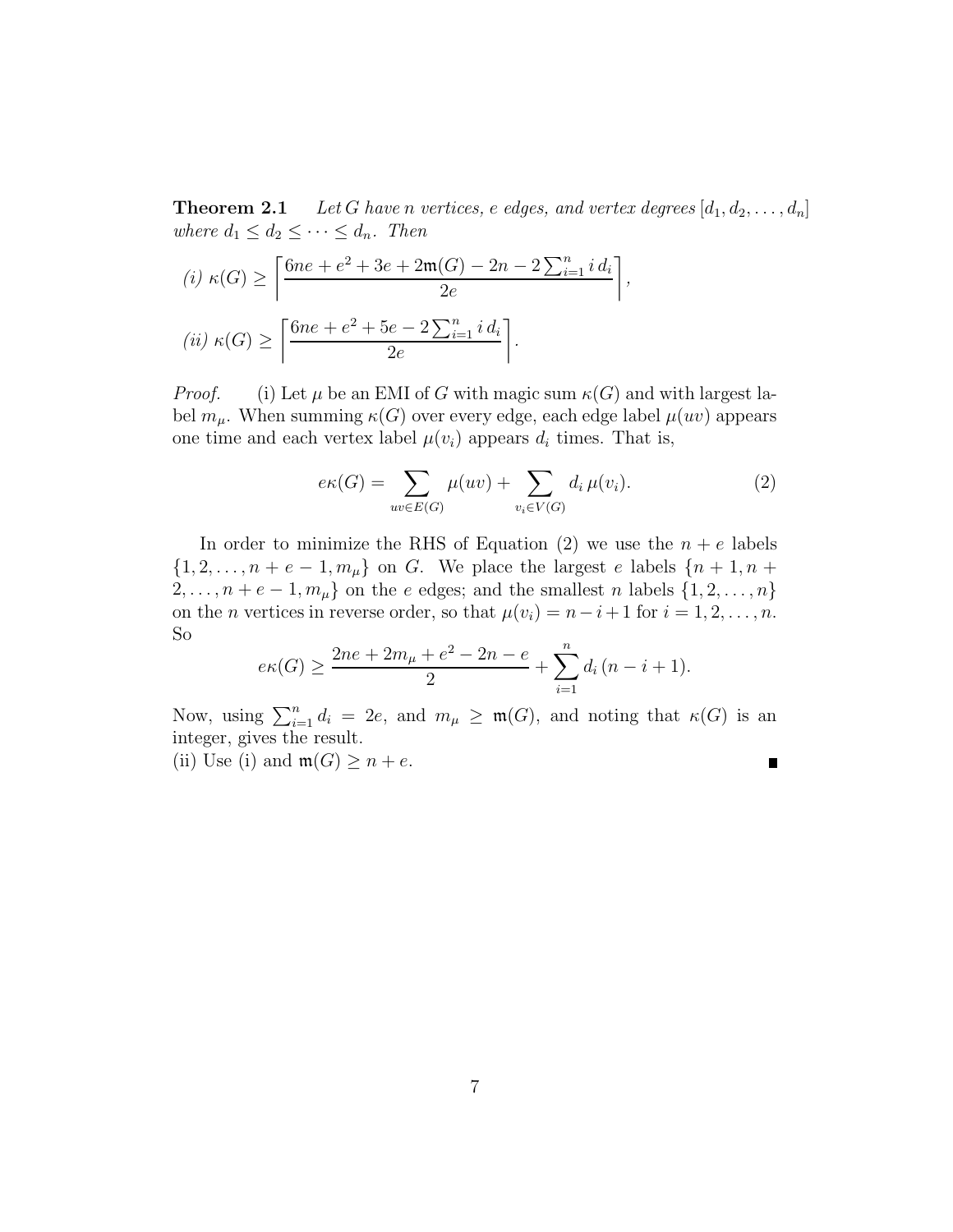**Theorem 2.1** *Let $G$ have $n$ vertices, $e$ edges, and vertex degrees $[d_1, d_2, \ldots, d_n]$ where $d_1 \leq d_2 \leq \cdots \leq d_n$. Then*

*(i)* $\kappa(G) \geq \left\lceil \dfrac{6ne + e^2 + 3e + 2\mathfrak{m}(G) - 2n - 2\sum_{i=1}^{n} i\, d_i}{2e} \right\rceil$,

*(ii)* $\kappa(G) \geq \left\lceil \dfrac{6ne + e^2 + 5e - 2\sum_{i=1}^{n} i\, d_i}{2e} \right\rceil$.

*Proof.* (i) Let $\mu$ be an EMI of $G$ with magic sum $\kappa(G)$ and with largest label $m_\mu$. When summing $\kappa(G)$ over every edge, each edge label $\mu(uv)$ appears one time and each vertex label $\mu(v_i)$ appears $d_i$ times. That is,

$$e\kappa(G) = \sum_{uv \in E(G)} \mu(uv) + \sum_{v_i \in V(G)} d_i\, \mu(v_i). \tag{2}$$

In order to minimize the RHS of Equation (2) we use the $n + e$ labels $\{1, 2, \ldots, n + e - 1, m_\mu\}$ on $G$. We place the largest $e$ labels $\{n + 1, n + 2, \ldots, n + e - 1, m_\mu\}$ on the $e$ edges; and the smallest $n$ labels $\{1, 2, \ldots, n\}$ on the $n$ vertices in reverse order, so that $\mu(v_i) = n - i + 1$ for $i = 1, 2, \ldots, n$. So

$$e\kappa(G) \geq \frac{2ne + 2m_\mu + e^2 - 2n - e}{2} + \sum_{i=1}^{n} d_i\,(n - i + 1).$$

Now, using $\sum_{i=1}^{n} d_i = 2e$, and $m_\mu \geq \mathfrak{m}(G)$, and noting that $\kappa(G)$ is an integer, gives the result.

(ii) Use (i) and $\mathfrak{m}(G) \geq n + e$. ∎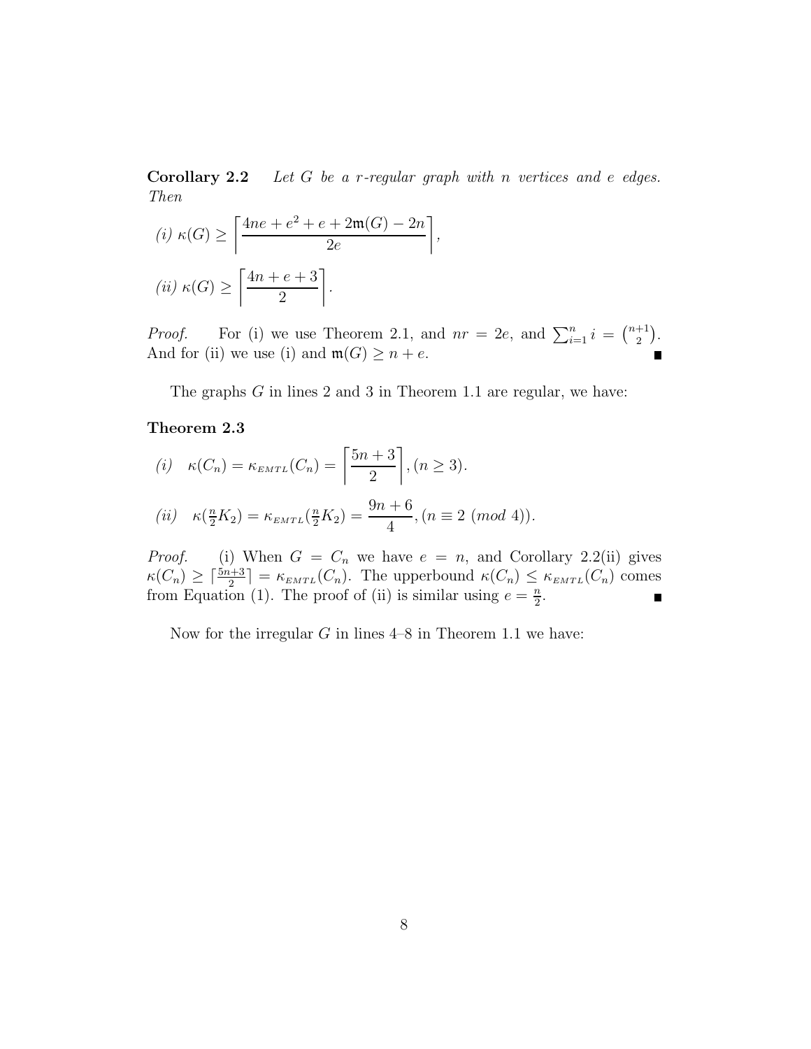**Corollary 2.2** *Let $G$ be a $r$-regular graph with $n$ vertices and $e$ edges. Then*

*(i)* $\kappa(G) \geq \left\lceil \dfrac{4ne + e^2 + e + 2\mathfrak{m}(G) - 2n}{2e} \right\rceil$,

*(ii)* $\kappa(G) \geq \left\lceil \dfrac{4n + e + 3}{2} \right\rceil$.

*Proof.* For (i) we use Theorem 2.1, and $nr = 2e$, and $\sum_{i=1}^{n} i = \binom{n+1}{2}$. And for (ii) we use (i) and $\mathfrak{m}(G) \geq n + e$. ∎

The graphs $G$ in lines 2 and 3 in Theorem 1.1 are regular, we have:

**Theorem 2.3**

*(i)* $\kappa(C_n) = \kappa_{EMTL}(C_n) = \left\lceil \dfrac{5n + 3}{2} \right\rceil, (n \geq 3)$.

*(ii)* $\kappa(\frac{n}{2}K_2) = \kappa_{EMTL}(\frac{n}{2}K_2) = \dfrac{9n + 6}{4}, (n \equiv 2 \ (mod\ 4))$.

*Proof.* (i) When $G = C_n$ we have $e = n$, and Corollary 2.2(ii) gives $\kappa(C_n) \geq \lceil \frac{5n+3}{2} \rceil = \kappa_{EMTL}(C_n)$. The upperbound $\kappa(C_n) \leq \kappa_{EMTL}(C_n)$ comes from Equation (1). The proof of (ii) is similar using $e = \frac{n}{2}$. ∎

Now for the irregular $G$ in lines 4–8 in Theorem 1.1 we have: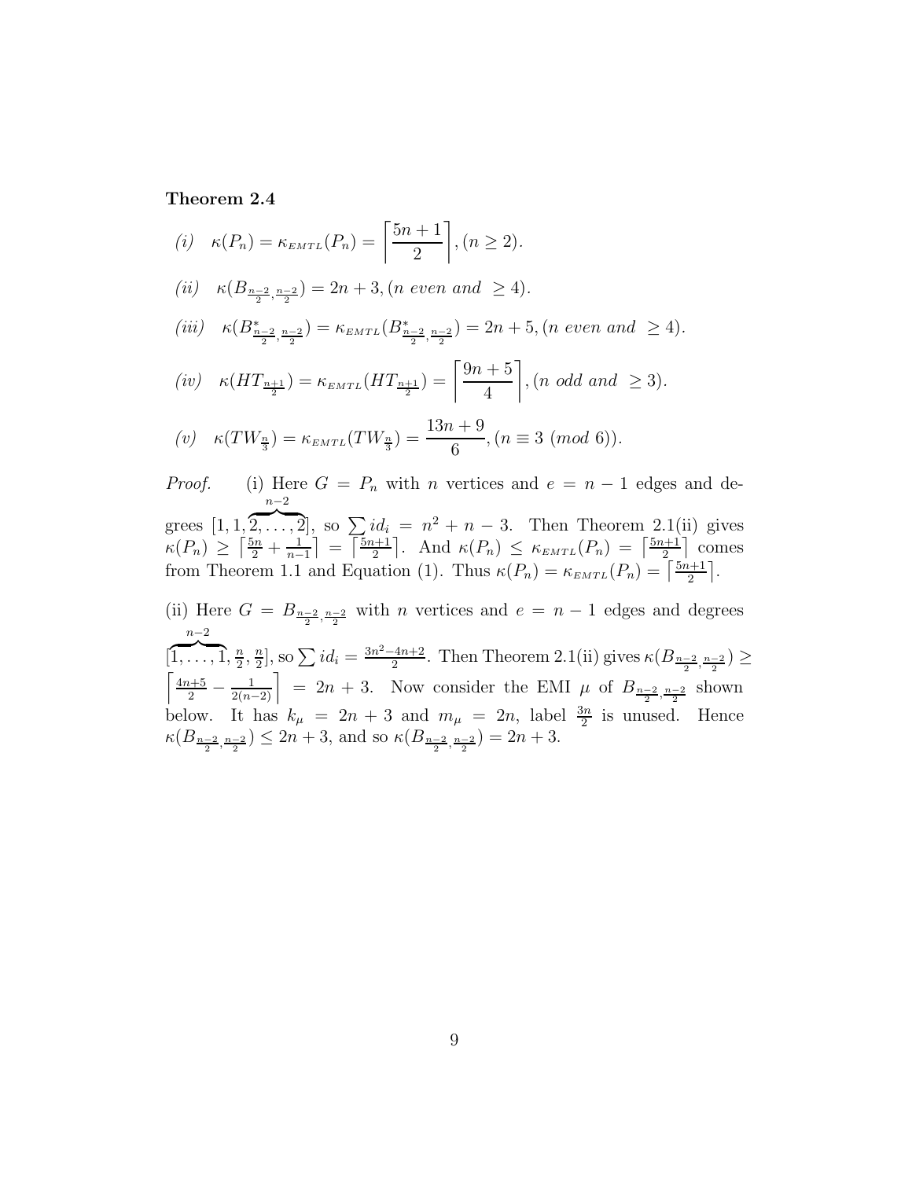**Theorem 2.4**

*(i)* $\kappa(P_n) = \kappa_{EMTL}(P_n) = \left\lceil \frac{5n+1}{2} \right\rceil, (n \geq 2)$.

*(ii)* $\kappa(B_{\frac{n-2}{2},\frac{n-2}{2}}) = 2n+3, (n \text{ even and } \geq 4)$.

*(iii)* $\kappa(B^*_{\frac{n-2}{2},\frac{n-2}{2}}) = \kappa_{EMTL}(B^*_{\frac{n-2}{2},\frac{n-2}{2}}) = 2n+5, (n \text{ even and } \geq 4)$.

*(iv)* $\kappa(HT_{\frac{n+1}{2}}) = \kappa_{EMTL}(HT_{\frac{n+1}{2}}) = \left\lceil \frac{9n+5}{4} \right\rceil, (n \text{ odd and } \geq 3)$.

*(v)* $\kappa(TW_{\frac{n}{3}}) = \kappa_{EMTL}(TW_{\frac{n}{3}}) = \frac{13n+9}{6}, (n \equiv 3 \ (mod\ 6))$.

*Proof.* (i) Here $G = P_n$ with $n$ vertices and $e = n-1$ edges and degrees $[1, 1, \overbrace{2, \ldots, 2}^{n-2}]$, so $\sum id_i = n^2 + n - 3$. Then Theorem 2.1(ii) gives $\kappa(P_n) \geq \left\lceil \frac{5n}{2} + \frac{1}{n-1} \right\rceil = \left\lceil \frac{5n+1}{2} \right\rceil$. And $\kappa(P_n) \leq \kappa_{EMTL}(P_n) = \left\lceil \frac{5n+1}{2} \right\rceil$ comes from Theorem 1.1 and Equation (1). Thus $\kappa(P_n) = \kappa_{EMTL}(P_n) = \left\lceil \frac{5n+1}{2} \right\rceil$.

(ii) Here $G = B_{\frac{n-2}{2},\frac{n-2}{2}}$ with $n$ vertices and $e = n-1$ edges and degrees $[\overbrace{1, \ldots, 1}^{n-2}, \frac{n}{2}, \frac{n}{2}]$, so $\sum id_i = \frac{3n^2-4n+2}{2}$. Then Theorem 2.1(ii) gives $\kappa(B_{\frac{n-2}{2},\frac{n-2}{2}}) \geq \left\lceil \frac{4n+5}{2} - \frac{1}{2(n-2)} \right\rceil = 2n+3$. Now consider the EMI $\mu$ of $B_{\frac{n-2}{2},\frac{n-2}{2}}$ shown below. It has $k_\mu = 2n+3$ and $m_\mu = 2n$, label $\frac{3n}{2}$ is unused. Hence $\kappa(B_{\frac{n-2}{2},\frac{n-2}{2}}) \leq 2n+3$, and so $\kappa(B_{\frac{n-2}{2},\frac{n-2}{2}}) = 2n+3$.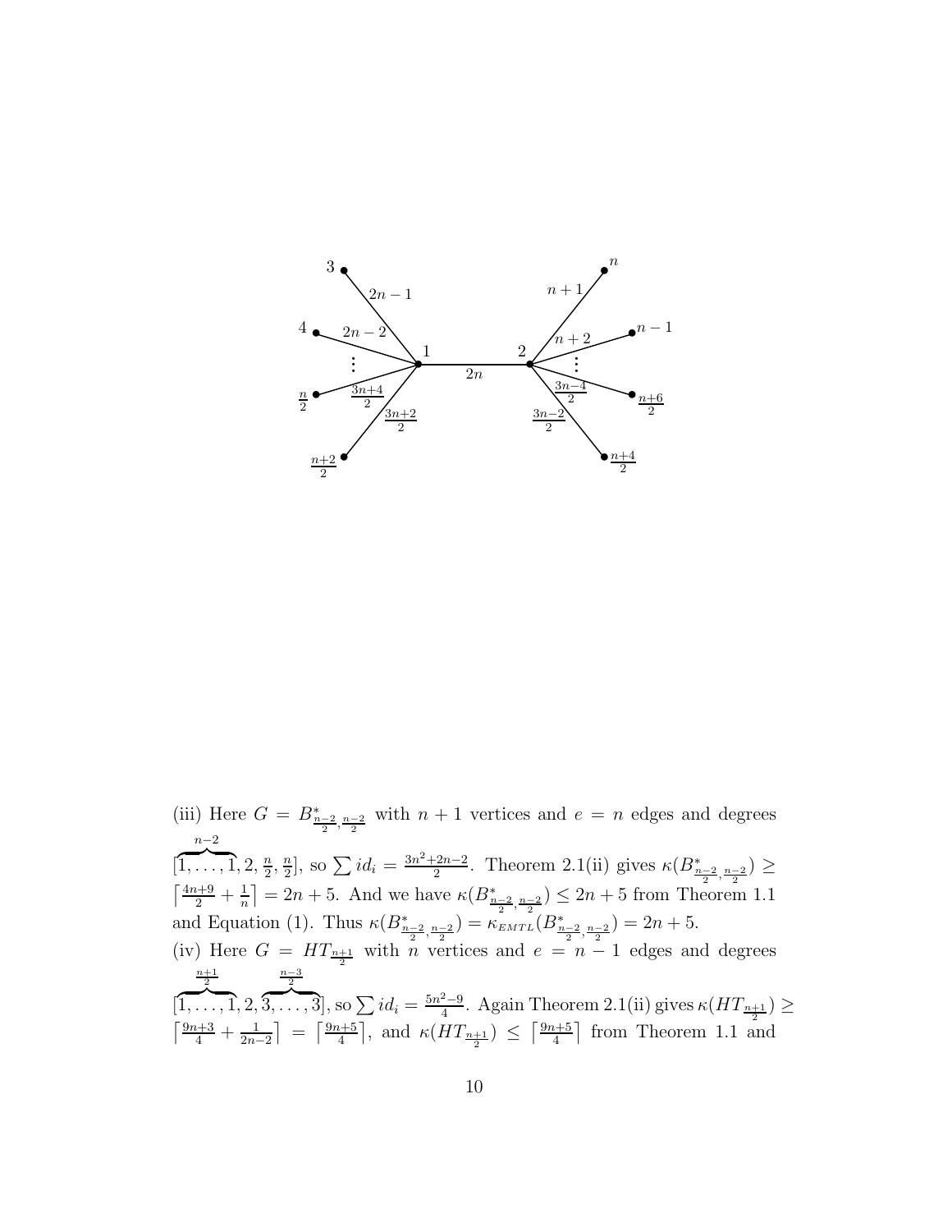(iii) Here $G = B^*_{\frac{n-2}{2},\frac{n-2}{2}}$ with $n+1$ vertices and $e = n$ edges and degrees $[\overbrace{1,\ldots,1}^{n-2}, 2, \frac{n}{2}, \frac{n}{2}]$, so $\sum id_i = \frac{3n^2+2n-2}{2}$. Theorem 2.1(ii) gives $\kappa(B^*_{\frac{n-2}{2},\frac{n-2}{2}}) \geq \left\lceil \frac{4n+9}{2} + \frac{1}{n} \right\rceil = 2n+5$. And we have $\kappa(B^*_{\frac{n-2}{2},\frac{n-2}{2}}) \leq 2n+5$ from Theorem 1.1 and Equation (1). Thus $\kappa(B^*_{\frac{n-2}{2},\frac{n-2}{2}}) = \kappa_{EMTL}(B^*_{\frac{n-2}{2},\frac{n-2}{2}}) = 2n+5$.

(iv) Here $G = HT_{\frac{n+1}{2}}$ with $n$ vertices and $e = n-1$ edges and degrees $[\overbrace{1,\ldots,1}^{\frac{n+1}{2}}, 2, \overbrace{3,\ldots,3}^{\frac{n-3}{2}}]$, so $\sum id_i = \frac{5n^2-9}{4}$. Again Theorem 2.1(ii) gives $\kappa(HT_{\frac{n+1}{2}}) \geq \left\lceil \frac{9n+3}{4} + \frac{1}{2n-2} \right\rceil = \left\lceil \frac{9n+5}{4} \right\rceil$, and $\kappa(HT_{\frac{n+1}{2}}) \leq \left\lceil \frac{9n+5}{4} \right\rceil$ from Theorem 1.1 and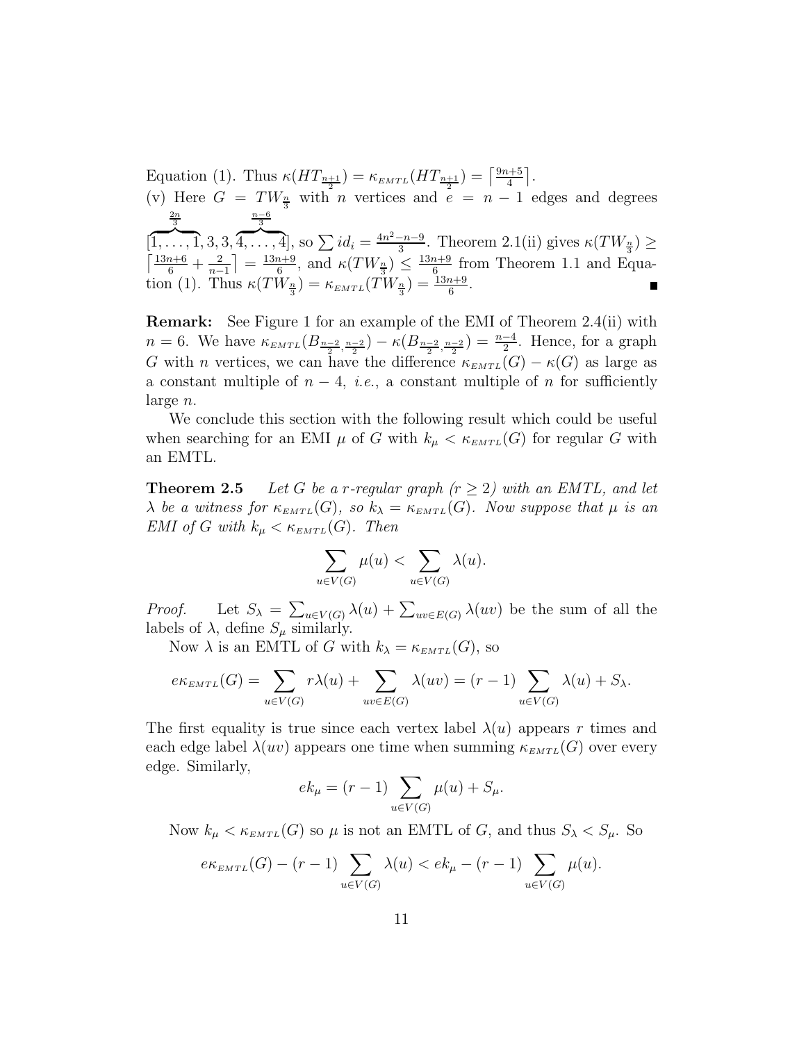Equation (1). Thus $\kappa(HT_{\frac{n+1}{2}}) = \kappa_{EMTL}(HT_{\frac{n+1}{2}}) = \left\lceil \frac{9n+5}{4} \right\rceil$.

(v) Here $G = TW_{\frac{n}{3}}$ with $n$ vertices and $e = n-1$ edges and degrees $[\overbrace{1,\ldots,1}^{\frac{2n}{3}}, 3, 3, \overbrace{4,\ldots,4}^{\frac{n-6}{3}}]$, so $\sum id_i = \frac{4n^2-n-9}{3}$. Theorem 2.1(ii) gives $\kappa(TW_{\frac{n}{3}}) \geq \left\lceil \frac{13n+6}{6} + \frac{2}{n-1} \right\rceil = \frac{13n+9}{6}$, and $\kappa(TW_{\frac{n}{3}}) \leq \frac{13n+9}{6}$ from Theorem 1.1 and Equation (1). Thus $\kappa(TW_{\frac{n}{3}}) = \kappa_{EMTL}(TW_{\frac{n}{3}}) = \frac{13n+9}{6}$. ∎

**Remark:** See Figure 1 for an example of the EMI of Theorem 2.4(ii) with $n = 6$. We have $\kappa_{EMTL}(B_{\frac{n-2}{2},\frac{n-2}{2}}) - \kappa(B_{\frac{n-2}{2},\frac{n-2}{2}}) = \frac{n-4}{2}$. Hence, for a graph $G$ with $n$ vertices, we can have the difference $\kappa_{EMTL}(G) - \kappa(G)$ as large as a constant multiple of $n-4$, *i.e.*, a constant multiple of $n$ for sufficiently large $n$.

We conclude this section with the following result which could be useful when searching for an EMI $\mu$ of $G$ with $k_\mu < \kappa_{EMTL}(G)$ for regular $G$ with an EMTL.

**Theorem 2.5** *Let $G$ be a $r$-regular graph ($r \geq 2$) with an EMTL, and let $\lambda$ be a witness for $\kappa_{EMTL}(G)$, so $k_\lambda = \kappa_{EMTL}(G)$. Now suppose that $\mu$ is an EMI of $G$ with $k_\mu < \kappa_{EMTL}(G)$. Then*

$$\sum_{u \in V(G)} \mu(u) < \sum_{u \in V(G)} \lambda(u).$$

*Proof.* Let $S_\lambda = \sum_{u \in V(G)} \lambda(u) + \sum_{uv \in E(G)} \lambda(uv)$ be the sum of all the labels of $\lambda$, define $S_\mu$ similarly.

Now $\lambda$ is an EMTL of $G$ with $k_\lambda = \kappa_{EMTL}(G)$, so

$$e\kappa_{EMTL}(G) = \sum_{u \in V(G)} r\lambda(u) + \sum_{uv \in E(G)} \lambda(uv) = (r-1)\sum_{u \in V(G)} \lambda(u) + S_\lambda.$$

The first equality is true since each vertex label $\lambda(u)$ appears $r$ times and each edge label $\lambda(uv)$ appears one time when summing $\kappa_{EMTL}(G)$ over every edge. Similarly,

$$ek_\mu = (r-1)\sum_{u \in V(G)} \mu(u) + S_\mu.$$

Now $k_\mu < \kappa_{EMTL}(G)$ so $\mu$ is not an EMTL of $G$, and thus $S_\lambda < S_\mu$. So

$$e\kappa_{EMTL}(G) - (r-1)\sum_{u \in V(G)} \lambda(u) < ek_\mu - (r-1)\sum_{u \in V(G)} \mu(u).$$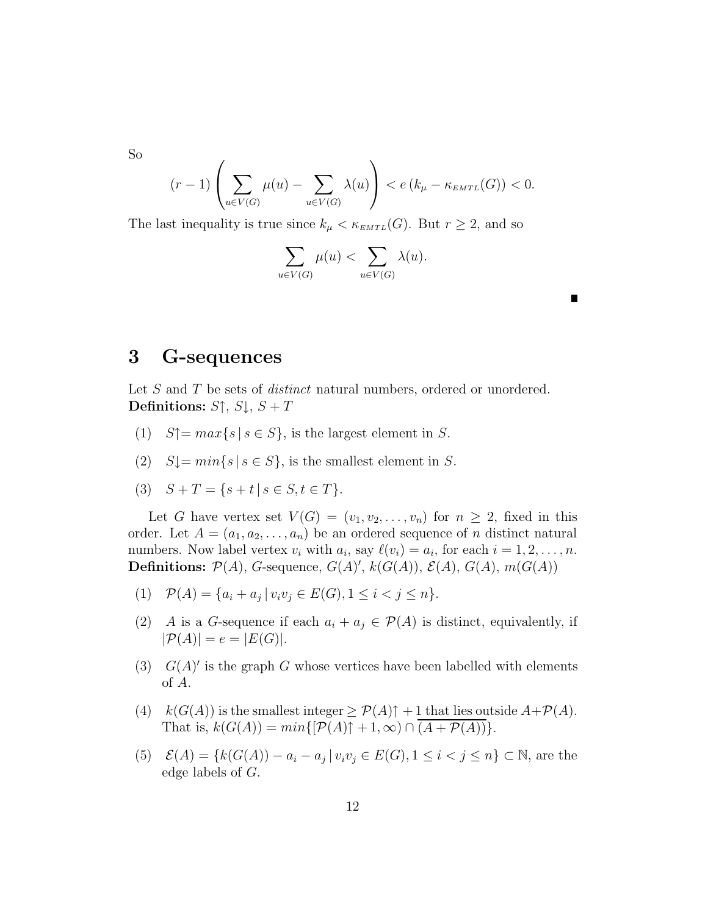So

$$(r-1)\left(\sum_{u\in V(G)}\mu(u)-\sum_{u\in V(G)}\lambda(u)\right)<e\left(k_\mu-\kappa_{EMTL}(G)\right)<0.$$

The last inequality is true since $k_\mu < \kappa_{EMTL}(G)$. But $r \geq 2$, and so

$$\sum_{u\in V(G)}\mu(u)<\sum_{u\in V(G)}\lambda(u).$$

■

## 3 G-sequences

Let $S$ and $T$ be sets of *distinct* natural numbers, ordered or unordered.
**Definitions:** $S\uparrow$, $S\downarrow$, $S+T$

(1) $S\uparrow = max\{s \mid s\in S\}$, is the largest element in $S$.

(2) $S\downarrow = min\{s \mid s\in S\}$, is the smallest element in $S$.

(3) $S+T=\{s+t \mid s\in S, t\in T\}$.

Let $G$ have vertex set $V(G)=(v_1,v_2,\ldots,v_n)$ for $n\geq 2$, fixed in this order. Let $A=(a_1,a_2,\ldots,a_n)$ be an ordered sequence of $n$ distinct natural numbers. Now label vertex $v_i$ with $a_i$, say $\ell(v_i)=a_i$, for each $i=1,2,\ldots,n$.
**Definitions:** $\mathcal{P}(A)$, $G$-sequence, $G(A)'$, $k(G(A))$, $\mathcal{E}(A)$, $G(A)$, $m(G(A))$

(1) $\mathcal{P}(A)=\{a_i+a_j \mid v_iv_j\in E(G), 1\leq i<j\leq n\}$.

(2) $A$ is a $G$-sequence if each $a_i+a_j\in\mathcal{P}(A)$ is distinct, equivalently, if $|\mathcal{P}(A)|=e=|E(G)|$.

(3) $G(A)'$ is the graph $G$ whose vertices have been labelled with elements of $A$.

(4) $k(G(A))$ is the smallest integer $\geq \mathcal{P}(A)\uparrow+1$ that lies outside $A+\mathcal{P}(A)$. That is, $k(G(A))=min\{[\mathcal{P}(A)\uparrow+1,\infty)\cap\overline{(A+\mathcal{P}(A))}\}$.

(5) $\mathcal{E}(A)=\{k(G(A))-a_i-a_j \mid v_iv_j\in E(G), 1\leq i<j\leq n\}\subset\mathbb{N}$, are the edge labels of $G$.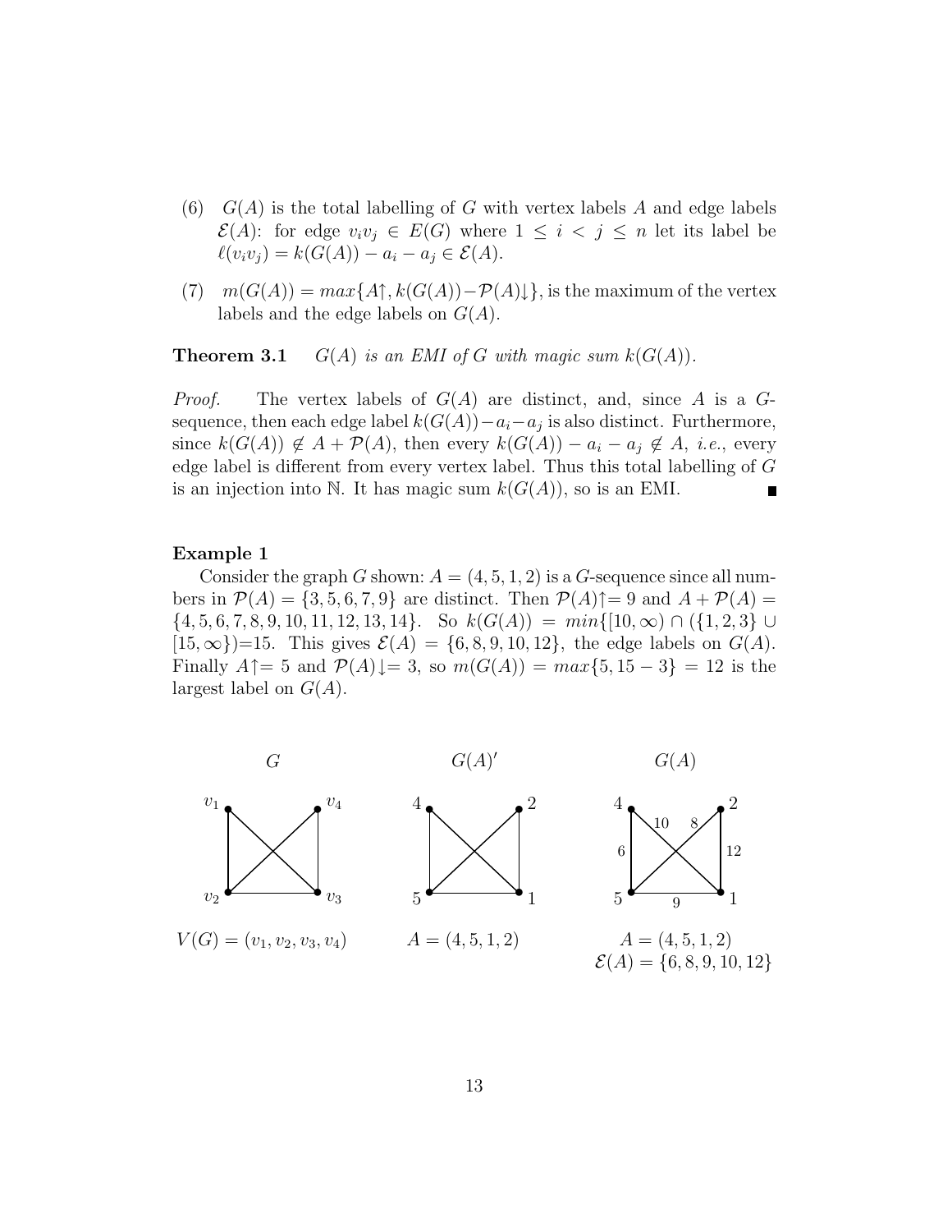(6) $G(A)$ is the total labelling of $G$ with vertex labels $A$ and edge labels $\mathcal{E}(A)$: for edge $v_iv_j \in E(G)$ where $1 \leq i < j \leq n$ let its label be $\ell(v_iv_j) = k(G(A)) - a_i - a_j \in \mathcal{E}(A)$.

(7) $m(G(A)) = max\{A\uparrow, k(G(A)) - \mathcal{P}(A)\downarrow\}$, is the maximum of the vertex labels and the edge labels on $G(A)$.

**Theorem 3.1** *$G(A)$ is an EMI of $G$ with magic sum $k(G(A))$.*

*Proof.* The vertex labels of $G(A)$ are distinct, and, since $A$ is a $G$-sequence, then each edge label $k(G(A)) - a_i - a_j$ is also distinct. Furthermore, since $k(G(A)) \notin A + \mathcal{P}(A)$, then every $k(G(A)) - a_i - a_j \notin A$, *i.e.*, every edge label is different from every vertex label. Thus this total labelling of $G$ is an injection into $\mathbb{N}$. It has magic sum $k(G(A))$, so is an EMI. ∎

**Example 1**

Consider the graph $G$ shown: $A = (4, 5, 1, 2)$ is a $G$-sequence since all numbers in $\mathcal{P}(A) = \{3, 5, 6, 7, 9\}$ are distinct. Then $\mathcal{P}(A)\uparrow = 9$ and $A + \mathcal{P}(A) = \{4, 5, 6, 7, 8, 9, 10, 11, 12, 13, 14\}$. So $k(G(A)) = min\{[10, \infty) \cap (\{1, 2, 3\} \cup [15, \infty\})$=15. This gives $\mathcal{E}(A) = \{6, 8, 9, 10, 12\}$, the edge labels on $G(A)$. Finally $A\uparrow = 5$ and $\mathcal{P}(A)\downarrow = 3$, so $m(G(A)) = max\{5, 15 - 3\} = 12$ is the largest label on $G(A)$.

$G$ — $V(G) = (v_1, v_2, v_3, v_4)$

$G(A)'$ — $A = (4, 5, 1, 2)$

$G(A)$ — $A = (4, 5, 1, 2)$, $\mathcal{E}(A) = \{6, 8, 9, 10, 12\}$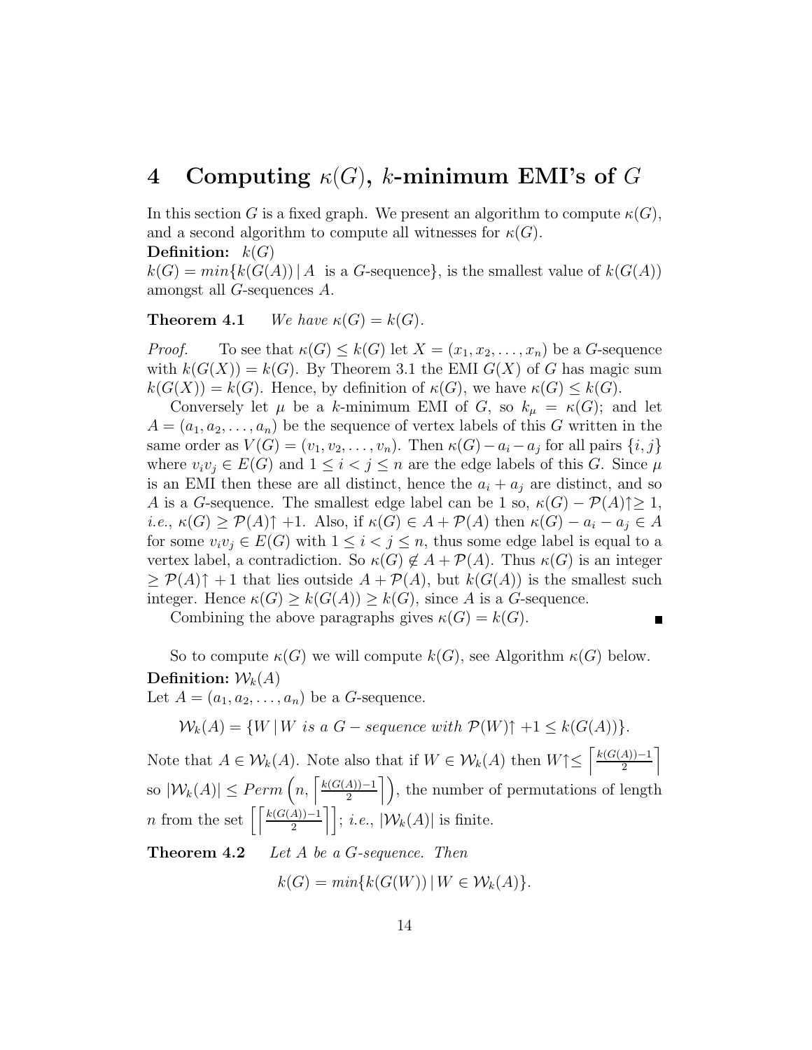## 4 Computing $\kappa(G)$, $k$-minimum EMI's of $G$

In this section $G$ is a fixed graph. We present an algorithm to compute $\kappa(G)$, and a second algorithm to compute all witnesses for $\kappa(G)$.

**Definition:** $k(G)$

$k(G) = min\{k(G(A)) \,|\, A$ is a $G$-sequence$\}$, is the smallest value of $k(G(A))$ amongst all $G$-sequences $A$.

**Theorem 4.1** *We have $\kappa(G) = k(G)$.*

*Proof.* To see that $\kappa(G) \leq k(G)$ let $X = (x_1, x_2, \ldots, x_n)$ be a $G$-sequence with $k(G(X)) = k(G)$. By Theorem 3.1 the EMI $G(X)$ of $G$ has magic sum $k(G(X)) = k(G)$. Hence, by definition of $\kappa(G)$, we have $\kappa(G) \leq k(G)$.

Conversely let $\mu$ be a $k$-minimum EMI of $G$, so $k_\mu = \kappa(G)$; and let $A = (a_1, a_2, \ldots, a_n)$ be the sequence of vertex labels of this $G$ written in the same order as $V(G) = (v_1, v_2, \ldots, v_n)$. Then $\kappa(G) - a_i - a_j$ for all pairs $\{i, j\}$ where $v_i v_j \in E(G)$ and $1 \leq i < j \leq n$ are the edge labels of this $G$. Since $\mu$ is an EMI then these are all distinct, hence the $a_i + a_j$ are distinct, and so $A$ is a $G$-sequence. The smallest edge label can be 1 so, $\kappa(G) - \mathcal{P}(A)\!\uparrow\, \geq 1$, *i.e.*, $\kappa(G) \geq \mathcal{P}(A)\!\uparrow +1$. Also, if $\kappa(G) \in A + \mathcal{P}(A)$ then $\kappa(G) - a_i - a_j \in A$ for some $v_i v_j \in E(G)$ with $1 \leq i < j \leq n$, thus some edge label is equal to a vertex label, a contradiction. So $\kappa(G) \notin A + \mathcal{P}(A)$. Thus $\kappa(G)$ is an integer $\geq \mathcal{P}(A)\!\uparrow +1$ that lies outside $A + \mathcal{P}(A)$, but $k(G(A))$ is the smallest such integer. Hence $\kappa(G) \geq k(G(A)) \geq k(G)$, since $A$ is a $G$-sequence.

Combining the above paragraphs gives $\kappa(G) = k(G)$. ∎

So to compute $\kappa(G)$ we will compute $k(G)$, see Algorithm $\kappa(G)$ below.

**Definition:** $\mathcal{W}_k(A)$

Let $A = (a_1, a_2, \ldots, a_n)$ be a $G$-sequence.

$$\mathcal{W}_k(A) = \{W \,|\, W \text{ is a } G-\text{sequence with } \mathcal{P}(W)\!\uparrow +1 \leq k(G(A))\}.$$

Note that $A \in \mathcal{W}_k(A)$. Note also that if $W \in \mathcal{W}_k(A)$ then $W\!\uparrow \leq \left\lceil \frac{k(G(A))-1}{2} \right\rceil$ so $|\mathcal{W}_k(A)| \leq Perm\left(n, \left\lceil \frac{k(G(A))-1}{2} \right\rceil\right)$, the number of permutations of length $n$ from the set $\left[\left\lceil \frac{k(G(A))-1}{2} \right\rceil\right]$; *i.e.*, $|\mathcal{W}_k(A)|$ is finite.

**Theorem 4.2** *Let $A$ be a $G$-sequence. Then*

$$k(G) = min\{k(G(W)) \,|\, W \in \mathcal{W}_k(A)\}.$$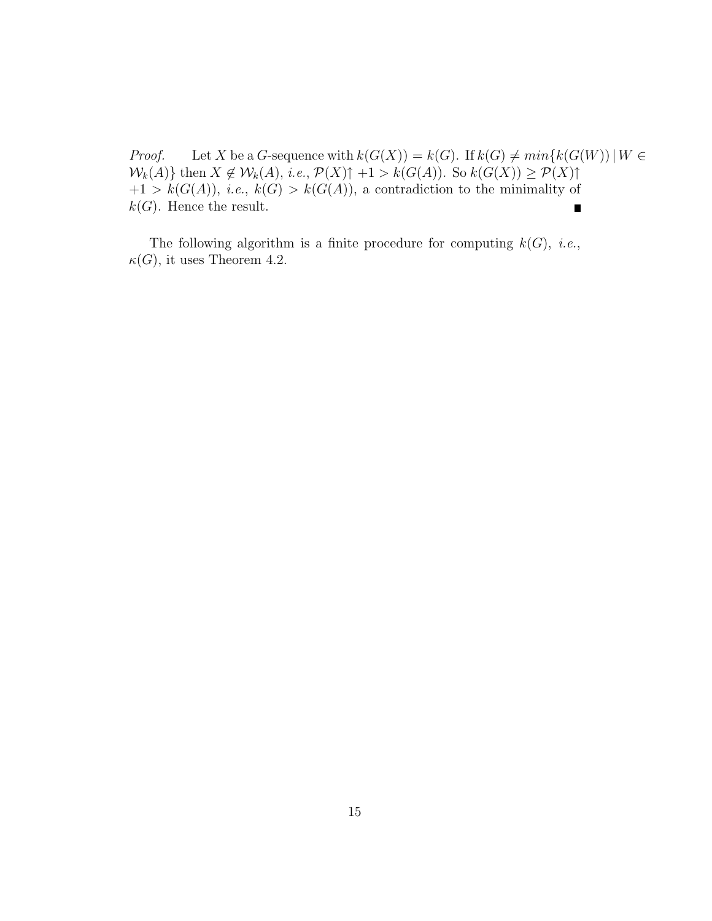*Proof.* Let $X$ be a $G$-sequence with $k(G(X)) = k(G)$. If $k(G) \neq min\{k(G(W)) \,|\, W \in \mathcal{W}_k(A)\}$ then $X \notin \mathcal{W}_k(A)$, *i.e.*, $\mathcal{P}(X)\!\uparrow +1 > k(G(A))$. So $k(G(X)) \geq \mathcal{P}(X)\!\uparrow +1 > k(G(A))$, *i.e.*, $k(G) > k(G(A))$, a contradiction to the minimality of $k(G)$. Hence the result. ∎

The following algorithm is a finite procedure for computing $k(G)$, *i.e.*, $\kappa(G)$, it uses Theorem 4.2.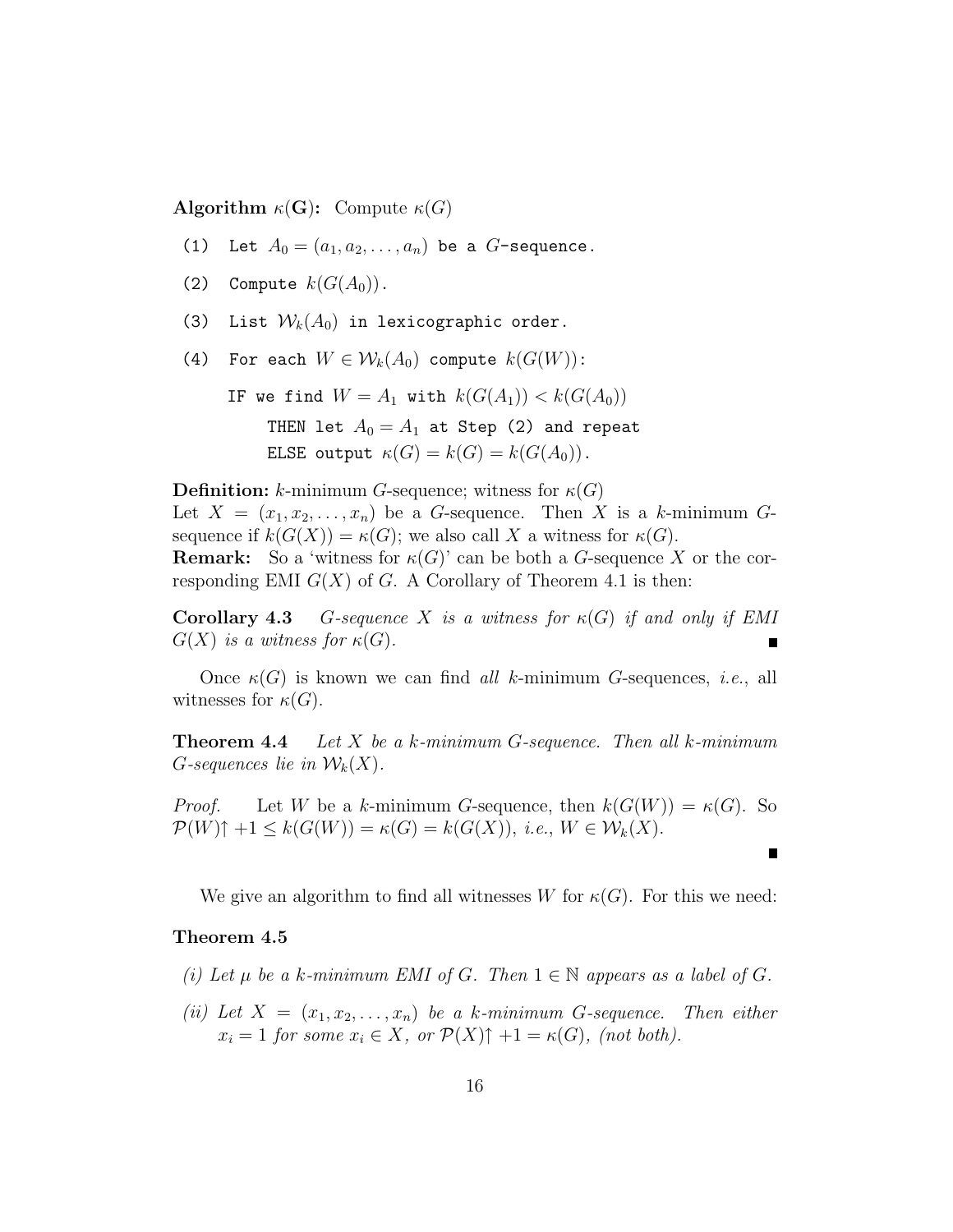**Algorithm $\kappa(\mathbf{G})$:** Compute $\kappa(G)$

```
(1)  Let A_0 = (a_1, a_2, ..., a_n) be a G-sequence.
(2)  Compute k(G(A_0)).
(3)  List W_k(A_0) in lexicographic order.
(4)  For each W ∈ W_k(A_0) compute k(G(W)):
     IF we find W = A_1 with k(G(A_1)) < k(G(A_0))
          THEN let A_0 = A_1 at Step (2) and repeat
          ELSE output κ(G) = k(G) = k(G(A_0)).
```

**Definition:** $k$-minimum $G$-sequence; witness for $\kappa(G)$

Let $X = (x_1, x_2, \ldots, x_n)$ be a $G$-sequence. Then $X$ is a $k$-minimum $G$-sequence if $k(G(X)) = \kappa(G)$; we also call $X$ a witness for $\kappa(G)$.

**Remark:** So a 'witness for $\kappa(G)$' can be both a $G$-sequence $X$ or the corresponding EMI $G(X)$ of $G$. A Corollary of Theorem 4.1 is then:

**Corollary 4.3** *$G$-sequence $X$ is a witness for $\kappa(G)$ if and only if EMI $G(X)$ is a witness for $\kappa(G)$.* ∎

Once $\kappa(G)$ is known we can find *all* $k$-minimum $G$-sequences, *i.e.*, all witnesses for $\kappa(G)$.

**Theorem 4.4** *Let $X$ be a $k$-minimum $G$-sequence. Then all $k$-minimum $G$-sequences lie in $\mathcal{W}_k(X)$.*

*Proof.* Let $W$ be a $k$-minimum $G$-sequence, then $k(G(W)) = \kappa(G)$. So $\mathcal{P}(W)\!\uparrow +1 \leq k(G(W)) = \kappa(G) = k(G(X))$, *i.e.*, $W \in \mathcal{W}_k(X)$. ∎

We give an algorithm to find all witnesses $W$ for $\kappa(G)$. For this we need:

**Theorem 4.5**

*(i) Let $\mu$ be a $k$-minimum EMI of $G$. Then $1 \in \mathbb{N}$ appears as a label of $G$.*

*(ii) Let $X = (x_1, x_2, \ldots, x_n)$ be a $k$-minimum $G$-sequence. Then either $x_i = 1$ for some $x_i \in X$, or $\mathcal{P}(X)\!\uparrow +1 = \kappa(G)$, (not both).*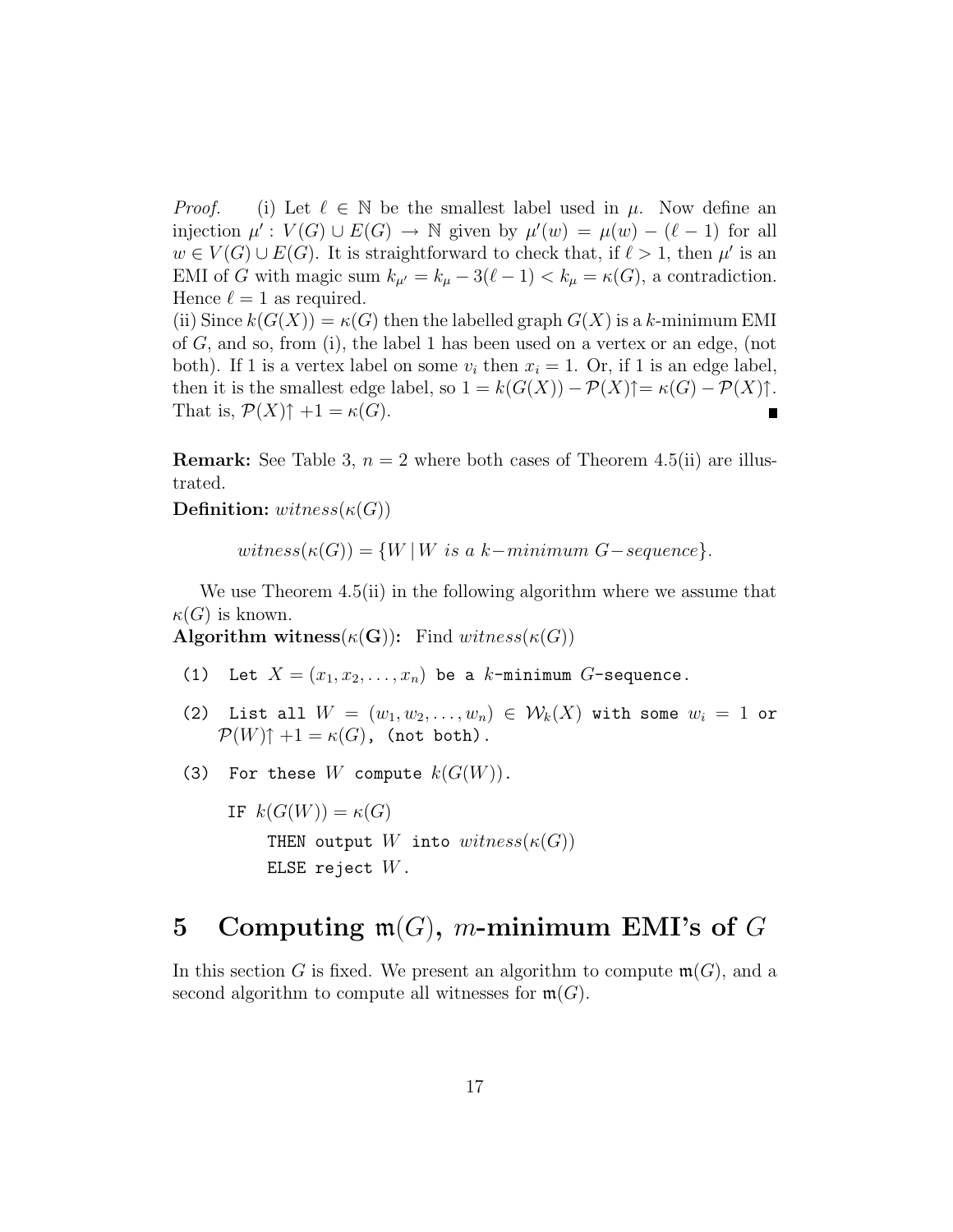*Proof.* (i) Let $\ell \in \mathbb{N}$ be the smallest label used in $\mu$. Now define an injection $\mu' : V(G) \cup E(G) \rightarrow \mathbb{N}$ given by $\mu'(w) = \mu(w) - (\ell - 1)$ for all $w \in V(G) \cup E(G)$. It is straightforward to check that, if $\ell > 1$, then $\mu'$ is an EMI of $G$ with magic sum $k_{\mu'} = k_\mu - 3(\ell - 1) < k_\mu = \kappa(G)$, a contradiction. Hence $\ell = 1$ as required.

(ii) Since $k(G(X)) = \kappa(G)$ then the labelled graph $G(X)$ is a $k$-minimum EMI of $G$, and so, from (i), the label 1 has been used on a vertex or an edge, (not both). If 1 is a vertex label on some $v_i$ then $x_i = 1$. Or, if 1 is an edge label, then it is the smallest edge label, so $1 = k(G(X)) - \mathcal{P}(X)\!\uparrow = \kappa(G) - \mathcal{P}(X)\!\uparrow$. That is, $\mathcal{P}(X)\!\uparrow + 1 = \kappa(G)$. ∎

**Remark:** See Table 3, $n = 2$ where both cases of Theorem 4.5(ii) are illustrated.

**Definition:** $witness(\kappa(G))$

$$witness(\kappa(G)) = \{W \,|\, W \text{ } is \text{ } a \text{ } k\!-\!minimum \text{ } G\!-\!sequence\}.$$

We use Theorem 4.5(ii) in the following algorithm where we assume that $\kappa(G)$ is known.

**Algorithm witness($\kappa$(G)):** Find $witness(\kappa(G))$

(1) Let $X = (x_1, x_2, \ldots, x_n)$ be a $k$-minimum $G$-sequence.

(2) List all $W = (w_1, w_2, \ldots, w_n) \in \mathcal{W}_k(X)$ with some $w_i = 1$ or $\mathcal{P}(W)\!\uparrow + 1 = \kappa(G)$, (not both).

(3) For these $W$ compute $k(G(W))$.

IF $k(G(W)) = \kappa(G)$

THEN output $W$ into $witness(\kappa(G))$

ELSE reject $W$.

# 5 Computing $\mathfrak{m}(G)$, $m$-minimum EMI's of $G$

In this section $G$ is fixed. We present an algorithm to compute $\mathfrak{m}(G)$, and a second algorithm to compute all witnesses for $\mathfrak{m}(G)$.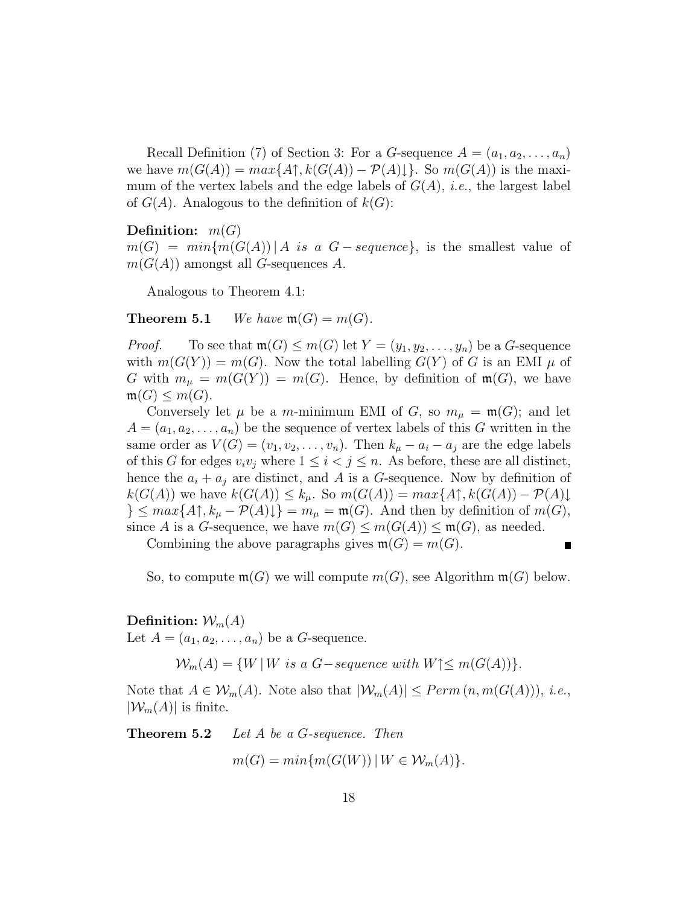Recall Definition (7) of Section 3: For a $G$-sequence $A = (a_1, a_2, \ldots, a_n)$ we have $m(G(A)) = max\{A\!\uparrow, k(G(A)) - \mathcal{P}(A)\!\downarrow\}$. So $m(G(A))$ is the maximum of the vertex labels and the edge labels of $G(A)$, *i.e.*, the largest label of $G(A)$. Analogous to the definition of $k(G)$:

**Definition:** $m(G)$
$m(G) = min\{m(G(A)) \,|\, A \ is\ a\ G-sequence\}$, is the smallest value of $m(G(A))$ amongst all $G$-sequences $A$.

Analogous to Theorem 4.1:

**Theorem 5.1** *We have* $\mathfrak{m}(G) = m(G)$.

*Proof.* To see that $\mathfrak{m}(G) \leq m(G)$ let $Y = (y_1, y_2, \ldots, y_n)$ be a $G$-sequence with $m(G(Y)) = m(G)$. Now the total labelling $G(Y)$ of $G$ is an EMI $\mu$ of $G$ with $m_\mu = m(G(Y)) = m(G)$. Hence, by definition of $\mathfrak{m}(G)$, we have $\mathfrak{m}(G) \leq m(G)$.

Conversely let $\mu$ be a $m$-minimum EMI of $G$, so $m_\mu = \mathfrak{m}(G)$; and let $A = (a_1, a_2, \ldots, a_n)$ be the sequence of vertex labels of this $G$ written in the same order as $V(G) = (v_1, v_2, \ldots, v_n)$. Then $k_\mu - a_i - a_j$ are the edge labels of this $G$ for edges $v_iv_j$ where $1 \leq i < j \leq n$. As before, these are all distinct, hence the $a_i + a_j$ are distinct, and $A$ is a $G$-sequence. Now by definition of $k(G(A))$ we have $k(G(A)) \leq k_\mu$. So $m(G(A)) = max\{A\!\uparrow, k(G(A)) - \mathcal{P}(A)\!\downarrow\} \leq max\{A\!\uparrow, k_\mu - \mathcal{P}(A)\!\downarrow\} = m_\mu = \mathfrak{m}(G)$. And then by definition of $m(G)$, since $A$ is a $G$-sequence, we have $m(G) \leq m(G(A)) \leq \mathfrak{m}(G)$, as needed.

Combining the above paragraphs gives $\mathfrak{m}(G) = m(G)$. ∎

So, to compute $\mathfrak{m}(G)$ we will compute $m(G)$, see Algorithm $\mathfrak{m}(G)$ below.

**Definition:** $\mathcal{W}_m(A)$
Let $A = (a_1, a_2, \ldots, a_n)$ be a $G$-sequence.

$$\mathcal{W}_m(A) = \{W \,|\, W \ is\ a\ G-sequence\ with\ W\!\uparrow \leq m(G(A))\}.$$

Note that $A \in \mathcal{W}_m(A)$. Note also that $|\mathcal{W}_m(A)| \leq Perm\,(n, m(G(A)))$, *i.e.*, $|\mathcal{W}_m(A)|$ is finite.

**Theorem 5.2** *Let $A$ be a $G$-sequence. Then*

$$m(G) = min\{m(G(W)) \,|\, W \in \mathcal{W}_m(A)\}.$$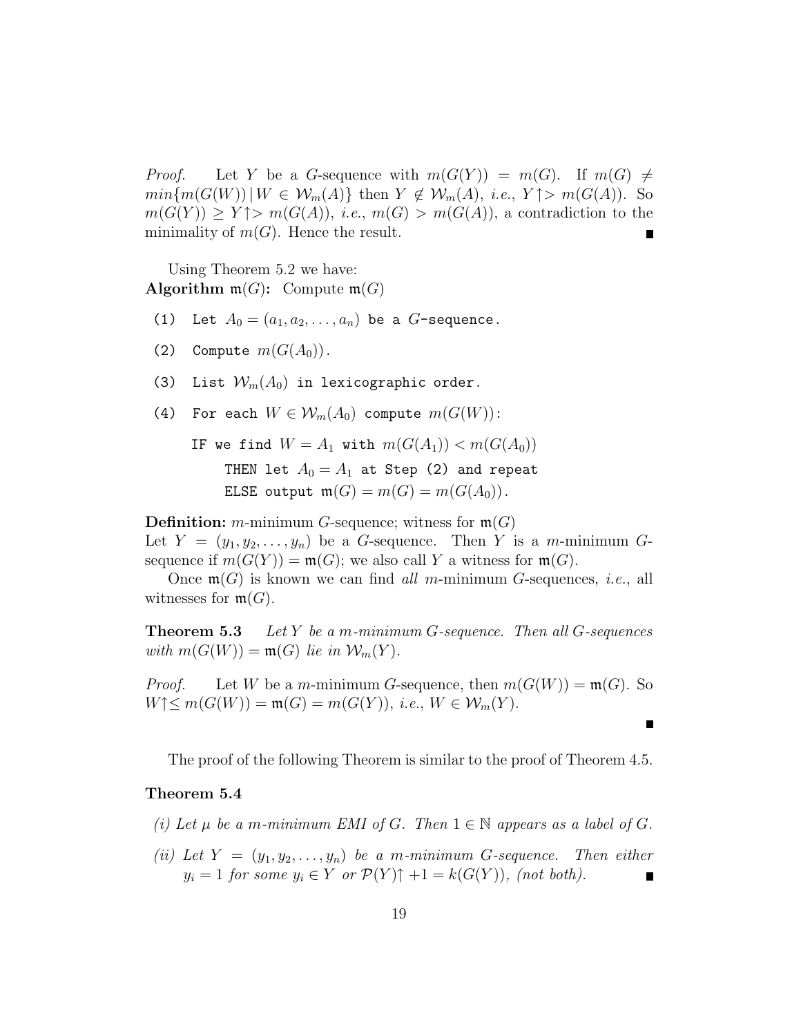*Proof.* Let $Y$ be a $G$-sequence with $m(G(Y)) = m(G)$. If $m(G) \neq min\{m(G(W)) \,|\, W \in \mathcal{W}_m(A)\}$ then $Y \notin \mathcal{W}_m(A)$, *i.e.*, $Y{\uparrow} > m(G(A))$. So $m(G(Y)) \geq Y{\uparrow} > m(G(A))$, *i.e.*, $m(G) > m(G(A))$, a contradiction to the minimality of $m(G)$. Hence the result. ∎

Using Theorem 5.2 we have:
**Algorithm $\mathfrak{m}(G)$:** Compute $\mathfrak{m}(G)$

(1) Let $A_0 = (a_1, a_2, \ldots, a_n)$ be a $G$-sequence.

(2) Compute $m(G(A_0))$.

(3) List $\mathcal{W}_m(A_0)$ in lexicographic order.

(4) For each $W \in \mathcal{W}_m(A_0)$ compute $m(G(W))$:

IF we find $W = A_1$ with $m(G(A_1)) < m(G(A_0))$

THEN let $A_0 = A_1$ at Step (2) and repeat

ELSE output $\mathfrak{m}(G) = m(G) = m(G(A_0))$.

**Definition:** $m$-minimum $G$-sequence; witness for $\mathfrak{m}(G)$
Let $Y = (y_1, y_2, \ldots, y_n)$ be a $G$-sequence. Then $Y$ is a $m$-minimum $G$-sequence if $m(G(Y)) = \mathfrak{m}(G)$; we also call $Y$ a witness for $\mathfrak{m}(G)$.

Once $\mathfrak{m}(G)$ is known we can find *all* $m$-minimum $G$-sequences, *i.e.*, all witnesses for $\mathfrak{m}(G)$.

**Theorem 5.3** *Let $Y$ be a $m$-minimum $G$-sequence. Then all $G$-sequences with $m(G(W)) = \mathfrak{m}(G)$ lie in $\mathcal{W}_m(Y)$.*

*Proof.* Let $W$ be a $m$-minimum $G$-sequence, then $m(G(W)) = \mathfrak{m}(G)$. So $W{\uparrow} \leq m(G(W)) = \mathfrak{m}(G) = m(G(Y))$, *i.e.*, $W \in \mathcal{W}_m(Y)$. ∎

The proof of the following Theorem is similar to the proof of Theorem 4.5.

**Theorem 5.4**

*(i) Let $\mu$ be a $m$-minimum EMI of $G$. Then $1 \in \mathbb{N}$ appears as a label of $G$.*

*(ii) Let $Y = (y_1, y_2, \ldots, y_n)$ be a $m$-minimum $G$-sequence. Then either $y_i = 1$ for some $y_i \in Y$ or $\mathcal{P}(Y){\uparrow} + 1 = k(G(Y))$, (not both).* ∎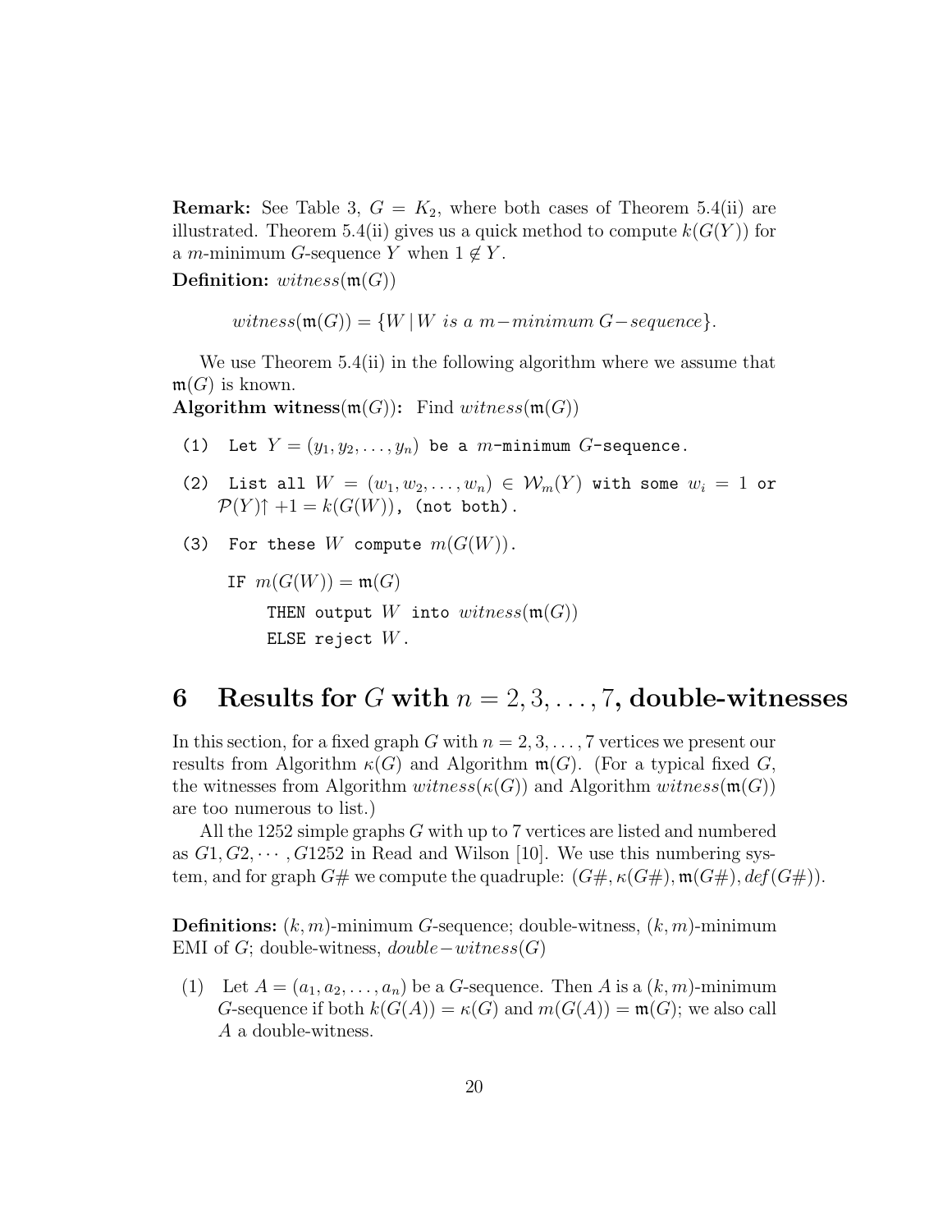**Remark:** See Table 3, $G = K_2$, where both cases of Theorem 5.4(ii) are illustrated. Theorem 5.4(ii) gives us a quick method to compute $k(G(Y))$ for a $m$-minimum $G$-sequence $Y$ when $1 \notin Y$.

**Definition:** $witness(\mathfrak{m}(G))$

$$witness(\mathfrak{m}(G)) = \{W \,|\, W \text{ is a } m\text{−minimum } G\text{−sequence}\}.$$

We use Theorem 5.4(ii) in the following algorithm where we assume that $\mathfrak{m}(G)$ is known.

**Algorithm witness($\mathfrak{m}(G)$):** Find $witness(\mathfrak{m}(G))$

(1) Let $Y = (y_1, y_2, \ldots, y_n)$ be a $m$-minimum $G$-sequence.

(2) List all $W = (w_1, w_2, \ldots, w_n) \in \mathcal{W}_m(Y)$ with some $w_i = 1$ or $\mathcal{P}(Y)\!\uparrow +1 = k(G(W))$, (not both).

(3) For these $W$ compute $m(G(W))$.

IF $m(G(W)) = \mathfrak{m}(G)$

THEN output $W$ into $witness(\mathfrak{m}(G))$

ELSE reject $W$.

# 6 Results for $G$ with $n = 2, 3, \ldots, 7$, double-witnesses

In this section, for a fixed graph $G$ with $n = 2, 3, \ldots, 7$ vertices we present our results from Algorithm $\kappa(G)$ and Algorithm $\mathfrak{m}(G)$. (For a typical fixed $G$, the witnesses from Algorithm $witness(\kappa(G))$ and Algorithm $witness(\mathfrak{m}(G))$ are too numerous to list.)

All the 1252 simple graphs $G$ with up to 7 vertices are listed and numbered as $G1, G2, \cdots, G1252$ in Read and Wilson [10]. We use this numbering system, and for graph $G\#$ we compute the quadruple: $(G\#, \kappa(G\#), \mathfrak{m}(G\#), def(G\#))$.

**Definitions:** $(k, m)$-minimum $G$-sequence; double-witness, $(k, m)$-minimum EMI of $G$; double-witness, $double\text{−}witness(G)$

(1) Let $A = (a_1, a_2, \ldots, a_n)$ be a $G$-sequence. Then $A$ is a $(k, m)$-minimum $G$-sequence if both $k(G(A)) = \kappa(G)$ and $m(G(A)) = \mathfrak{m}(G)$; we also call $A$ a double-witness.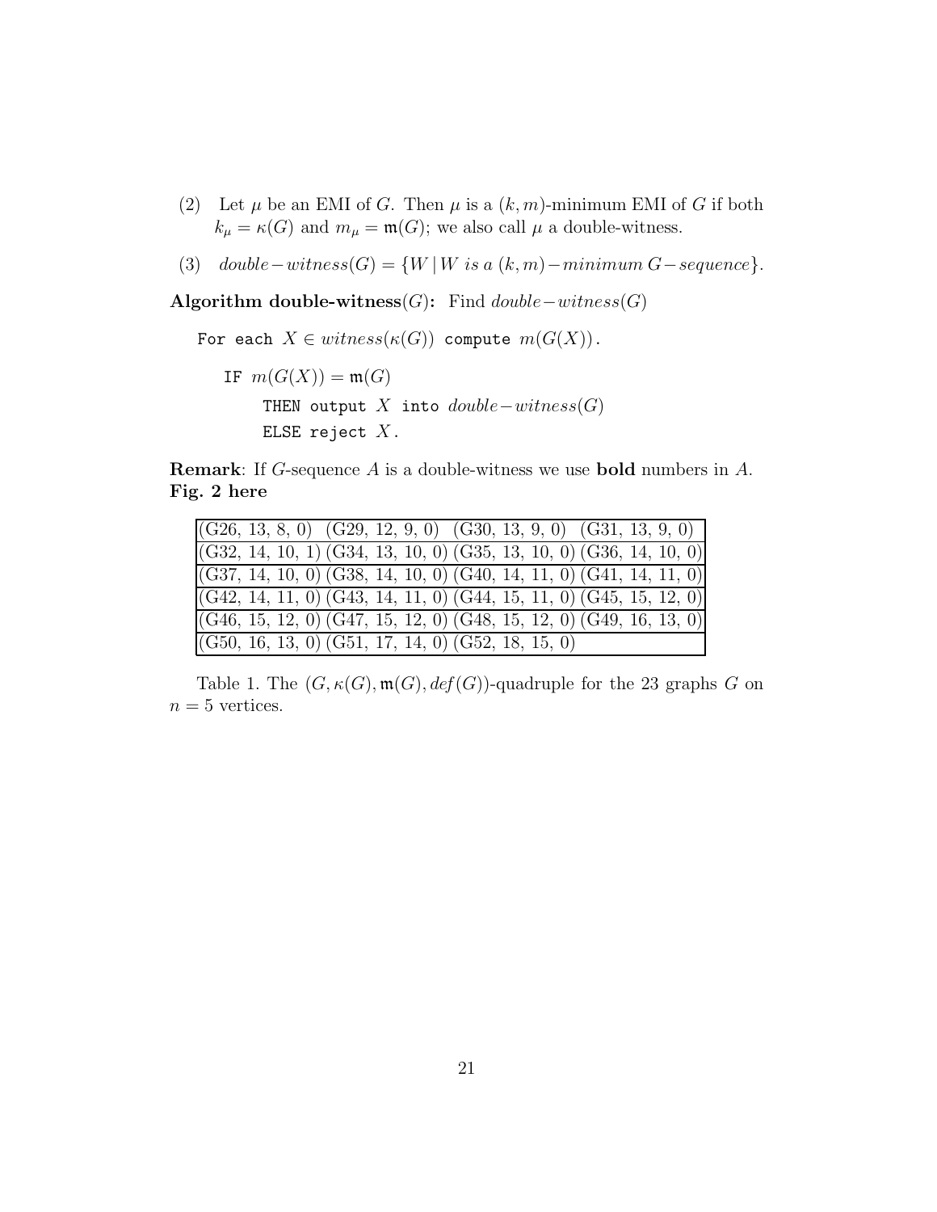(2) Let $\mu$ be an EMI of $G$. Then $\mu$ is a $(k, m)$-minimum EMI of $G$ if both $k_\mu = \kappa(G)$ and $m_\mu = \mathfrak{m}(G)$; we also call $\mu$ a double-witness.

(3) $double-witness(G) = \{W \,|\, W \; is\; a\; (k,m)-minimum\; G-sequence\}$.

**Algorithm double-witness**$(G)$**:** Find $double-witness(G)$

```
For each X ∈ witness(κ(G)) compute m(G(X)).
    IF m(G(X)) = 𝔪(G)
        THEN output X into double−witness(G)
        ELSE reject X.
```

**Remark**: If $G$-sequence $A$ is a double-witness we use **bold** numbers in $A$.
**Fig. 2 here**

| | | | |
|---|---|---|---|
| (G26, 13, 8, 0) | (G29, 12, 9, 0) | (G30, 13, 9, 0) | (G31, 13, 9, 0) |
| (G32, 14, 10, 1) | (G34, 13, 10, 0) | (G35, 13, 10, 0) | (G36, 14, 10, 0) |
| (G37, 14, 10, 0) | (G38, 14, 10, 0) | (G40, 14, 11, 0) | (G41, 14, 11, 0) |
| (G42, 14, 11, 0) | (G43, 14, 11, 0) | (G44, 15, 11, 0) | (G45, 15, 12, 0) |
| (G46, 15, 12, 0) | (G47, 15, 12, 0) | (G48, 15, 12, 0) | (G49, 16, 13, 0) |
| (G50, 16, 13, 0) | (G51, 17, 14, 0) | (G52, 18, 15, 0) | |

Table 1. The $(G, \kappa(G), \mathfrak{m}(G), def(G))$-quadruple for the 23 graphs $G$ on $n = 5$ vertices.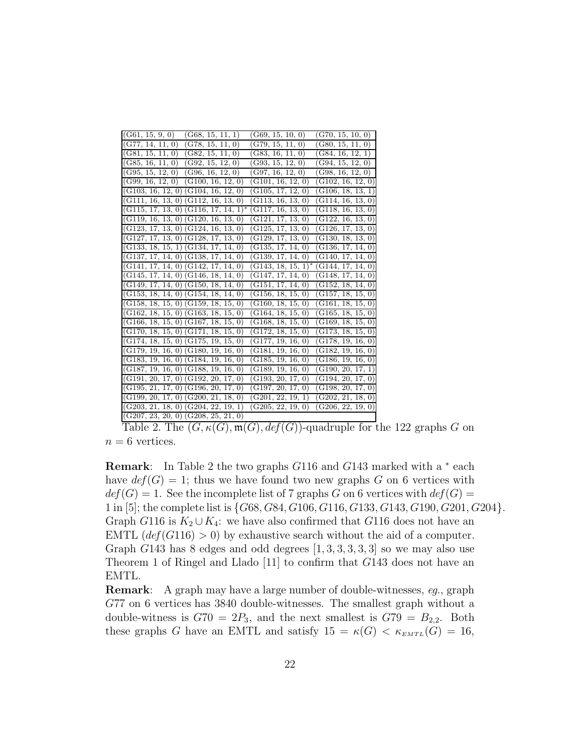| | | | |
|---|---|---|---|
| (G61, 15, 9, 0) | (G68, 15, 11, 1) | (G69, 15, 10, 0) | (G70, 15, 10, 0) |
| (G77, 14, 11, 0) | (G78, 15, 11, 0) | (G79, 15, 11, 0) | (G80, 15, 11, 0) |
| (G81, 15, 11, 0) | (G82, 15, 11, 0) | (G83, 16, 11, 0) | (G84, 16, 12, 1) |
| (G85, 16, 11, 0) | (G92, 15, 12, 0) | (G93, 15, 12, 0) | (G94, 15, 12, 0) |
| (G95, 15, 12, 0) | (G96, 16, 12, 0) | (G97, 16, 12, 0) | (G98, 16, 12, 0) |
| (G99, 16, 12, 0) | (G100, 16, 12, 0) | (G101, 16, 12, 0) | (G102, 16, 12, 0) |
| (G103, 16, 12, 0) | (G104, 16, 12, 0) | (G105, 17, 12, 0) | (G106, 18, 13, 1) |
| (G111, 16, 13, 0) | (G112, 16, 13, 0) | (G113, 16, 13, 0) | (G114, 16, 13, 0) |
| (G115, 17, 13, 0) | (G116, 17, 14, 1)* | (G117, 16, 13, 0) | (G118, 16, 13, 0) |
| (G119, 16, 13, 0) | (G120, 16, 13, 0) | (G121, 17, 13, 0) | (G122, 16, 13, 0) |
| (G123, 17, 13, 0) | (G124, 16, 13, 0) | (G125, 17, 13, 0) | (G126, 17, 13, 0) |
| (G127, 17, 13, 0) | (G128, 17, 13, 0) | (G129, 17, 13, 0) | (G130, 18, 13, 0) |
| (G133, 18, 15, 1) | (G134, 17, 14, 0) | (G135, 17, 14, 0) | (G136, 17, 14, 0) |
| (G137, 17, 14, 0) | (G138, 17, 14, 0) | (G139, 17, 14, 0) | (G140, 17, 14, 0) |
| (G141, 17, 14, 0) | (G142, 17, 14, 0) | (G143, 18, 15, 1)* | (G144, 17, 14, 0) |
| (G145, 17, 14, 0) | (G146, 18, 14, 0) | (G147, 17, 14, 0) | (G148, 17, 14, 0) |
| (G149, 17, 14, 0) | (G150, 18, 14, 0) | (G151, 17, 14, 0) | (G152, 18, 14, 0) |
| (G153, 18, 14, 0) | (G154, 18, 14, 0) | (G156, 18, 15, 0) | (G157, 18, 15, 0) |
| (G158, 18, 15, 0) | (G159, 18, 15, 0) | (G160, 18, 15, 0) | (G161, 18, 15, 0) |
| (G162, 18, 15, 0) | (G163, 18, 15, 0) | (G164, 18, 15, 0) | (G165, 18, 15, 0) |
| (G166, 18, 15, 0) | (G167, 18, 15, 0) | (G168, 18, 15, 0) | (G169, 18, 15, 0) |
| (G170, 18, 15, 0) | (G171, 18, 15, 0) | (G172, 18, 15, 0) | (G173, 18, 15, 0) |
| (G174, 18, 15, 0) | (G175, 19, 15, 0) | (G177, 19, 16, 0) | (G178, 19, 16, 0) |
| (G179, 19, 16, 0) | (G180, 19, 16, 0) | (G181, 19, 16, 0) | (G182, 19, 16, 0) |
| (G183, 19, 16, 0) | (G184, 19, 16, 0) | (G185, 19, 16, 0) | (G186, 19, 16, 0) |
| (G187, 19, 16, 0) | (G188, 19, 16, 0) | (G189, 19, 16, 0) | (G190, 20, 17, 1) |
| (G191, 20, 17, 0) | (G192, 20, 17, 0) | (G193, 20, 17, 0) | (G194, 20, 17, 0) |
| (G195, 21, 17, 0) | (G196, 20, 17, 0) | (G197, 20, 17, 0) | (G198, 20, 17, 0) |
| (G199, 20, 17, 0) | (G200, 21, 18, 0) | (G201, 22, 19, 1) | (G202, 21, 18, 0) |
| (G203, 21, 18, 0) | (G204, 22, 19, 1) | (G205, 22, 19, 0) | (G206, 22, 19, 0) |
| (G207, 23, 20, 0) | (G208, 25, 21, 0) | | |

Table 2. The $(G, \kappa(G), \mathfrak{m}(G), def(G))$-quadruple for the 122 graphs $G$ on $n = 6$ vertices.

**Remark**: In Table 2 the two graphs $G116$ and $G143$ marked with a $^*$ each have $def(G) = 1$; thus we have found two new graphs $G$ on 6 vertices with $def(G) = 1$. See the incomplete list of 7 graphs $G$ on 6 vertices with $def(G) = 1$ in [5]; the complete list is $\{G68, G84, G106, G116, G133, G143, G190, G201, G204\}$. Graph $G116$ is $K_2 \cup K_4$: we have also confirmed that $G116$ does not have an EMTL ($def(G116) > 0$) by exhaustive search without the aid of a computer. Graph $G143$ has 8 edges and odd degrees $[1, 3, 3, 3, 3, 3]$ so we may also use Theorem 1 of Ringel and Llado [11] to confirm that $G143$ does not have an EMTL.

**Remark**: A graph may have a large number of double-witnesses, *eg.*, graph $G77$ on 6 vertices has 3840 double-witnesses. The smallest graph without a double-witness is $G70 = 2P_3$, and the next smallest is $G79 = B_{2,2}$. Both these graphs $G$ have an EMTL and satisfy $15 = \kappa(G) < \kappa_{EMTL}(G) = 16$,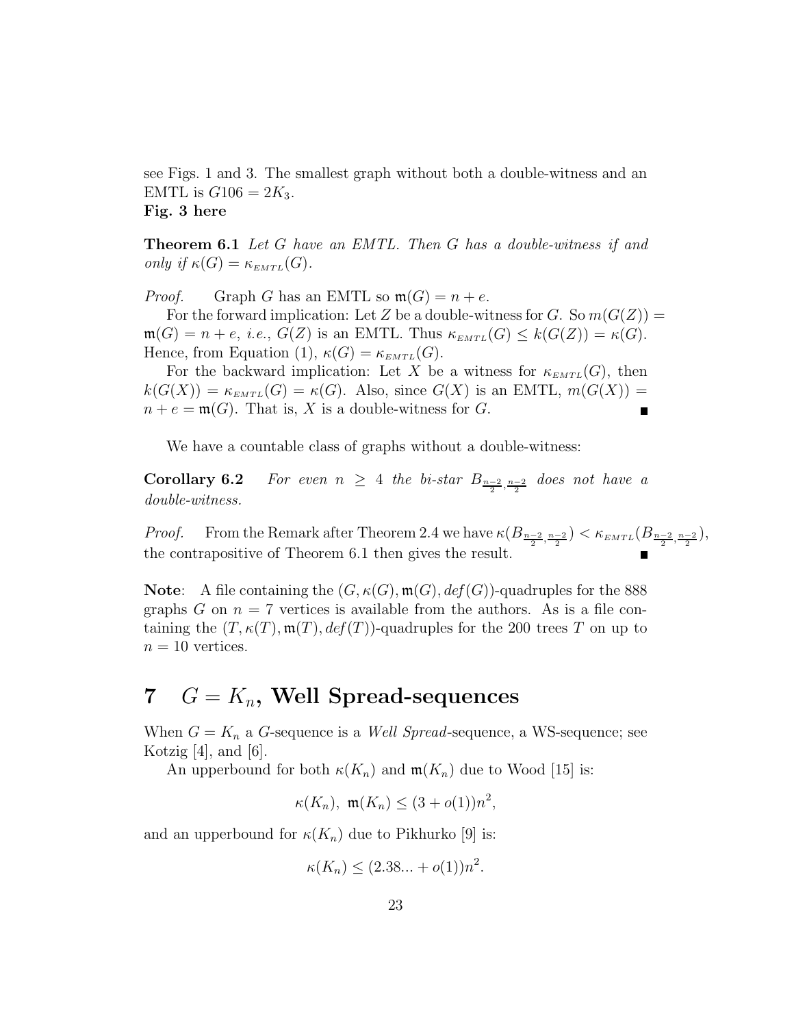see Figs. 1 and 3. The smallest graph without both a double-witness and an EMTL is $G106 = 2K_3$.
**Fig. 3 here**

**Theorem 6.1** *Let $G$ have an EMTL. Then $G$ has a double-witness if and only if $\kappa(G) = \kappa_{EMTL}(G)$.*

*Proof.* Graph $G$ has an EMTL so $\mathfrak{m}(G) = n + e$.

For the forward implication: Let $Z$ be a double-witness for $G$. So $m(G(Z)) = \mathfrak{m}(G) = n + e$, *i.e.*, $G(Z)$ is an EMTL. Thus $\kappa_{EMTL}(G) \leq k(G(Z)) = \kappa(G)$. Hence, from Equation (1), $\kappa(G) = \kappa_{EMTL}(G)$.

For the backward implication: Let $X$ be a witness for $\kappa_{EMTL}(G)$, then $k(G(X)) = \kappa_{EMTL}(G) = \kappa(G)$. Also, since $G(X)$ is an EMTL, $m(G(X)) = n + e = \mathfrak{m}(G)$. That is, $X$ is a double-witness for $G$. ∎

We have a countable class of graphs without a double-witness:

**Corollary 6.2** *For even $n \geq 4$ the bi-star $B_{\frac{n-2}{2},\frac{n-2}{2}}$ does not have a double-witness.*

*Proof.* From the Remark after Theorem 2.4 we have $\kappa(B_{\frac{n-2}{2},\frac{n-2}{2}}) < \kappa_{EMTL}(B_{\frac{n-2}{2},\frac{n-2}{2}})$, the contrapositive of Theorem 6.1 then gives the result. ∎

**Note**: A file containing the $(G, \kappa(G), \mathfrak{m}(G), def(G))$-quadruples for the 888 graphs $G$ on $n = 7$ vertices is available from the authors. As is a file containing the $(T, \kappa(T), \mathfrak{m}(T), def(T))$-quadruples for the 200 trees $T$ on up to $n = 10$ vertices.

# 7 $G = K_n$, Well Spread-sequences

When $G = K_n$ a $G$-sequence is a *Well Spread*-sequence, a WS-sequence; see Kotzig [4], and [6].

An upperbound for both $\kappa(K_n)$ and $\mathfrak{m}(K_n)$ due to Wood [15] is:

$$\kappa(K_n),\ \mathfrak{m}(K_n) \leq (3 + o(1))n^2,$$

and an upperbound for $\kappa(K_n)$ due to Pikhurko [9] is:

$$\kappa(K_n) \leq (2.38... + o(1))n^2.$$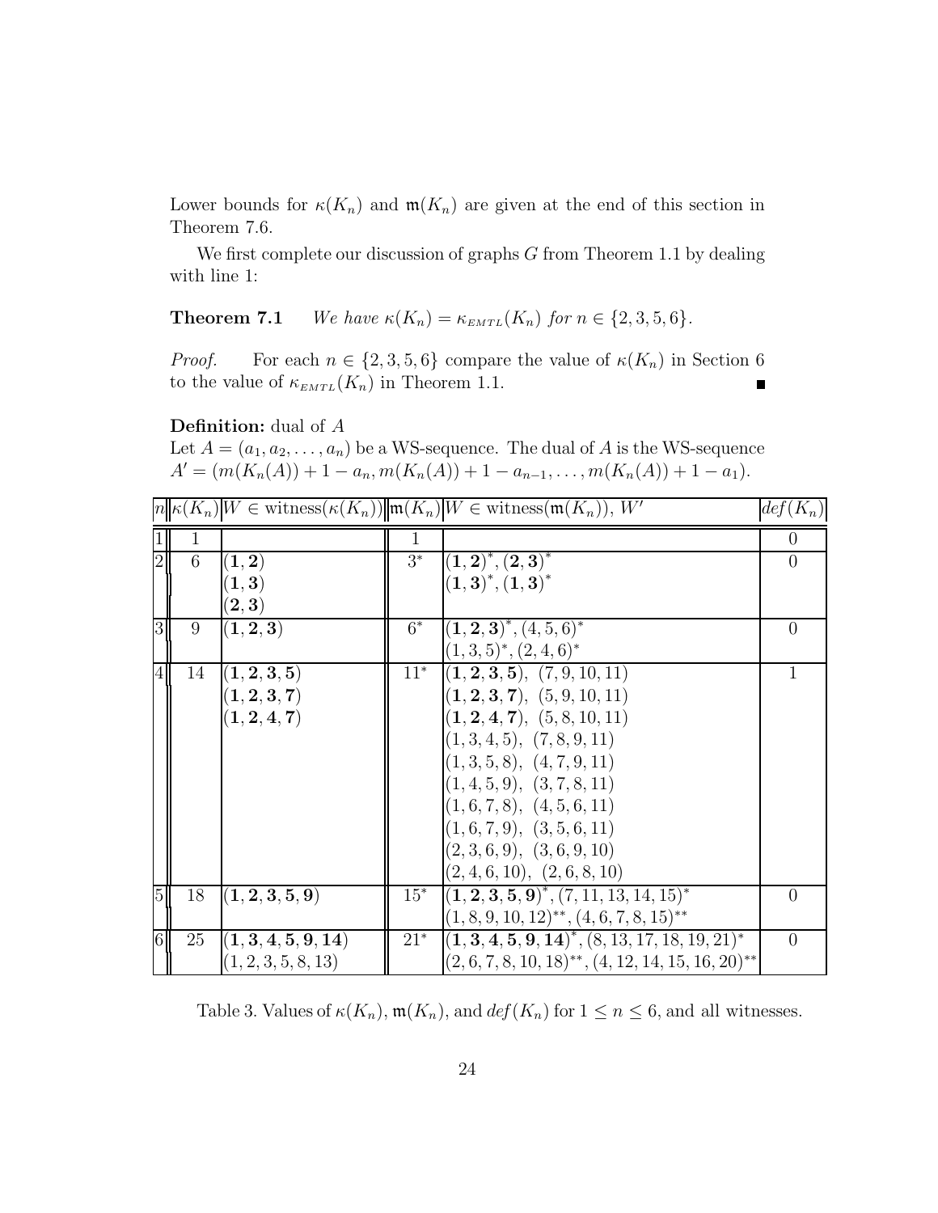Lower bounds for $\kappa(K_n)$ and $\mathfrak{m}(K_n)$ are given at the end of this section in Theorem 7.6.

We first complete our discussion of graphs $G$ from Theorem 1.1 by dealing with line 1:

**Theorem 7.1** *We have $\kappa(K_n) = \kappa_{EMTL}(K_n)$ for $n \in \{2, 3, 5, 6\}$.*

*Proof.* For each $n \in \{2, 3, 5, 6\}$ compare the value of $\kappa(K_n)$ in Section 6 to the value of $\kappa_{EMTL}(K_n)$ in Theorem 1.1. ∎

**Definition:** dual of $A$
Let $A = (a_1, a_2, \ldots, a_n)$ be a WS-sequence. The dual of $A$ is the WS-sequence $A' = (m(K_n(A)) + 1 - a_n, m(K_n(A)) + 1 - a_{n-1}, \ldots, m(K_n(A)) + 1 - a_1)$.

| $n$ | $\kappa(K_n)$ | $W \in$ witness$(\kappa(K_n))$ | $\mathfrak{m}(K_n)$ | $W \in$ witness$(\mathfrak{m}(K_n))$, $W'$ | $def(K_n)$ |
|---|---|---|---|---|---|
| 1 | 1 | | 1 | | 0 |
| 2 | 6 | $(\mathbf{1}, \mathbf{2})$ | $3^*$ | $(\mathbf{1}, \mathbf{2})^*, (\mathbf{2}, \mathbf{3})^*$ | 0 |
| | | $(\mathbf{1}, \mathbf{3})$ | | $(\mathbf{1}, \mathbf{3})^*, (\mathbf{1}, \mathbf{3})^*$ | |
| | | $(\mathbf{2}, \mathbf{3})$ | | | |
| 3 | 9 | $(\mathbf{1}, \mathbf{2}, \mathbf{3})$ | $6^*$ | $(\mathbf{1}, \mathbf{2}, \mathbf{3})^*, (4, 5, 6)^*$ | 0 |
| | | | | $(1, 3, 5)^*, (2, 4, 6)^*$ | |
| 4 | 14 | $(\mathbf{1}, \mathbf{2}, \mathbf{3}, \mathbf{5})$ | $11^*$ | $(\mathbf{1}, \mathbf{2}, \mathbf{3}, \mathbf{5})$, $(7, 9, 10, 11)$ | 1 |
| | | $(\mathbf{1}, \mathbf{2}, \mathbf{3}, \mathbf{7})$ | | $(\mathbf{1}, \mathbf{2}, \mathbf{3}, \mathbf{7})$, $(5, 9, 10, 11)$ | |
| | | $(\mathbf{1}, \mathbf{2}, \mathbf{4}, \mathbf{7})$ | | $(\mathbf{1}, \mathbf{2}, \mathbf{4}, \mathbf{7})$, $(5, 8, 10, 11)$ | |
| | | | | $(1, 3, 4, 5)$, $(7, 8, 9, 11)$ | |
| | | | | $(1, 3, 5, 8)$, $(4, 7, 9, 11)$ | |
| | | | | $(1, 4, 5, 9)$, $(3, 7, 8, 11)$ | |
| | | | | $(1, 6, 7, 8)$, $(4, 5, 6, 11)$ | |
| | | | | $(1, 6, 7, 9)$, $(3, 5, 6, 11)$ | |
| | | | | $(2, 3, 6, 9)$, $(3, 6, 9, 10)$ | |
| | | | | $(2, 4, 6, 10)$, $(2, 6, 8, 10)$ | |
| 5 | 18 | $(\mathbf{1}, \mathbf{2}, \mathbf{3}, \mathbf{5}, \mathbf{9})$ | $15^*$ | $(\mathbf{1}, \mathbf{2}, \mathbf{3}, \mathbf{5}, \mathbf{9})^*, (7, 11, 13, 14, 15)^*$ | 0 |
| | | | | $(1, 8, 9, 10, 12)^{**}, (4, 6, 7, 8, 15)^{**}$ | |
| 6 | 25 | $(\mathbf{1}, \mathbf{3}, \mathbf{4}, \mathbf{5}, \mathbf{9}, \mathbf{14})$ | $21^*$ | $(\mathbf{1}, \mathbf{3}, \mathbf{4}, \mathbf{5}, \mathbf{9}, \mathbf{14})^*, (8, 13, 17, 18, 19, 21)^*$ | 0 |
| | | $(1, 2, 3, 5, 8, 13)$ | | $(2, 6, 7, 8, 10, 18)^{**}, (4, 12, 14, 15, 16, 20)^{**}$ | |

Table 3. Values of $\kappa(K_n)$, $\mathfrak{m}(K_n)$, and $def(K_n)$ for $1 \leq n \leq 6$, and all witnesses.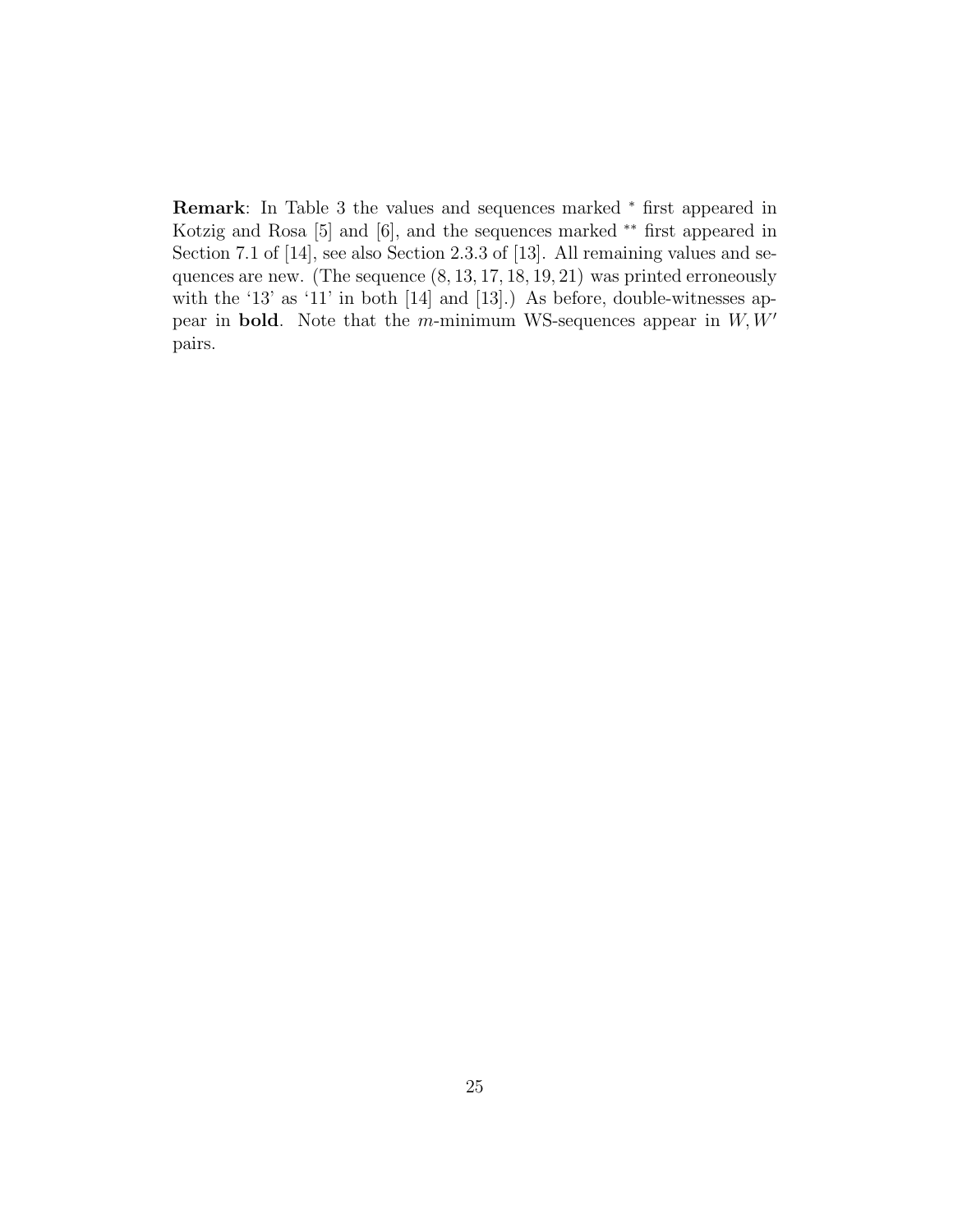**Remark**: In Table 3 the values and sequences marked $^*$ first appeared in Kotzig and Rosa [5] and [6], and the sequences marked $^{**}$ first appeared in Section 7.1 of [14], see also Section 2.3.3 of [13]. All remaining values and sequences are new. (The sequence $(8, 13, 17, 18, 19, 21)$ was printed erroneously with the '13' as '11' in both [14] and [13].) As before, double-witnesses appear in **bold**. Note that the $m$-minimum WS-sequences appear in $W, W'$ pairs.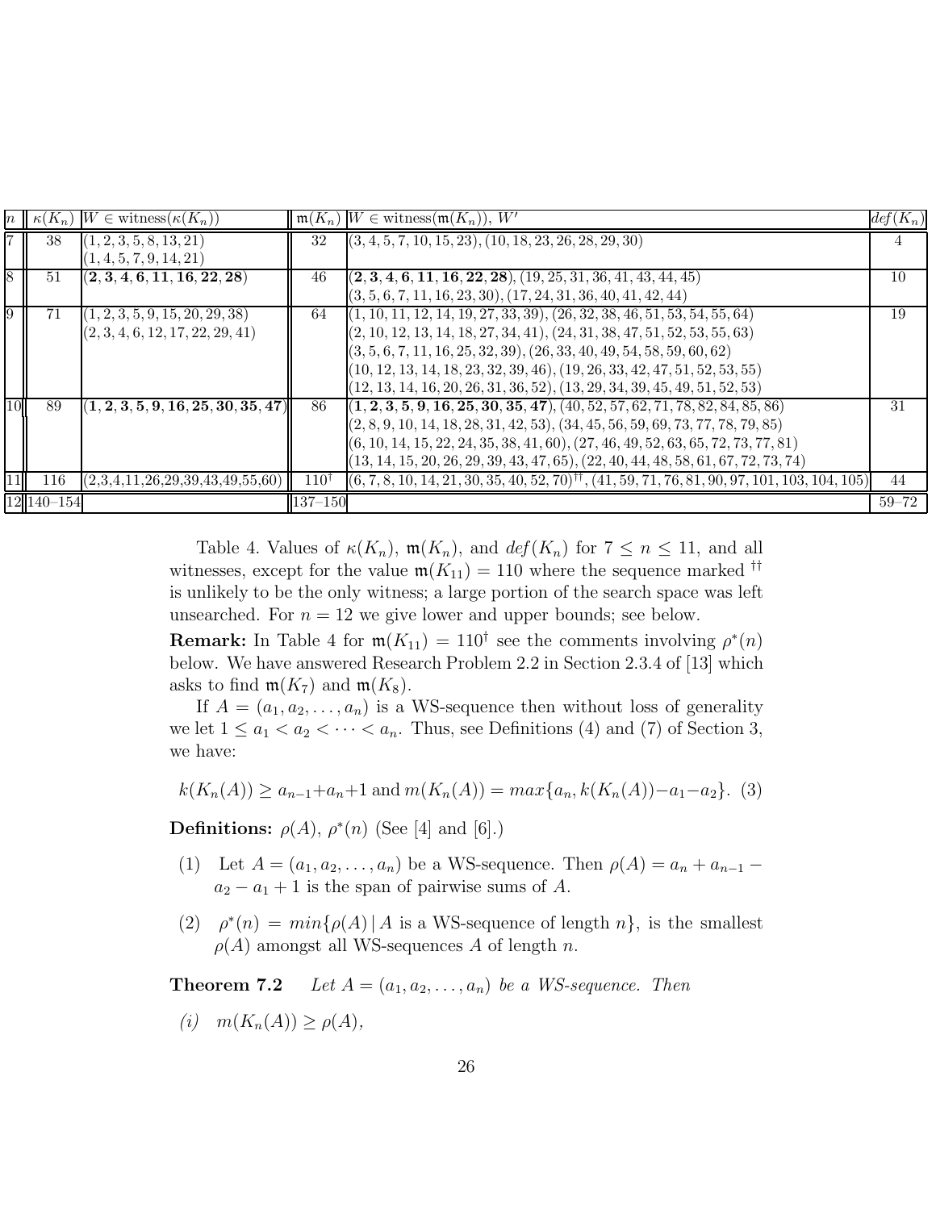| $n$ | $\kappa(K_n)$ | $W \in$ witness($\kappa(K_n)$) | $\mathfrak{m}(K_n)$ | $W \in$ witness($\mathfrak{m}(K_n)$), $W'$ | $def(K_n)$ |
|---|---|---|---|---|---|
| 7 | 38 | (1, 2, 3, 5, 8, 13, 21)<br>(1, 4, 5, 7, 9, 14, 21) | 32 | (3, 4, 5, 7, 10, 15, 23), (10, 18, 23, 26, 28, 29, 30) | 4 |
| 8 | 51 | **(2, 3, 4, 6, 11, 16, 22, 28)** | 46 | **(2, 3, 4, 6, 11, 16, 22, 28)**, (19, 25, 31, 36, 41, 43, 44, 45)<br>(3, 5, 6, 7, 11, 16, 23, 30), (17, 24, 31, 36, 40, 41, 42, 44) | 10 |
| 9 | 71 | (1, 2, 3, 5, 9, 15, 20, 29, 38)<br>(2, 3, 4, 6, 12, 17, 22, 29, 41) | 64 | (1, 10, 11, 12, 14, 19, 27, 33, 39), (26, 32, 38, 46, 51, 53, 54, 55, 64)<br>(2, 10, 12, 13, 14, 18, 27, 34, 41), (24, 31, 38, 47, 51, 52, 53, 55, 63)<br>(3, 5, 6, 7, 11, 16, 25, 32, 39), (26, 33, 40, 49, 54, 58, 59, 60, 62)<br>(10, 12, 13, 14, 18, 23, 32, 39, 46), (19, 26, 33, 42, 47, 51, 52, 53, 55)<br>(12, 13, 14, 16, 20, 26, 31, 36, 52), (13, 29, 34, 39, 45, 49, 51, 52, 53) | 19 |
| 10 | 89 | **(1, 2, 3, 5, 9, 16, 25, 30, 35, 47)** | 86 | **(1, 2, 3, 5, 9, 16, 25, 30, 35, 47)**, (40, 52, 57, 62, 71, 78, 82, 84, 85, 86)<br>(2, 8, 9, 10, 14, 18, 28, 31, 42, 53), (34, 45, 56, 59, 69, 73, 77, 78, 79, 85)<br>(6, 10, 14, 15, 22, 24, 35, 38, 41, 60), (27, 46, 49, 52, 63, 65, 72, 73, 77, 81)<br>(13, 14, 15, 20, 26, 29, 39, 43, 47, 65), (22, 40, 44, 48, 58, 61, 67, 72, 73, 74) | 31 |
| 11 | 116 | (2,3,4,11,26,29,39,43,49,55,60) | 110[†] | (6, 7, 8, 10, 14, 21, 30, 35, 40, 52, 70)[††], (41, 59, 71, 76, 81, 90, 97, 101, 103, 104, 105) | 44 |
| 12 | 140–154 | | 137–150 | | 59–72 |

Table 4. Values of $\kappa(K_n)$, $\mathfrak{m}(K_n)$, and $def(K_n)$ for $7 \leq n \leq 11$, and all witnesses, except for the value $\mathfrak{m}(K_{11}) = 110$ where the sequence marked [††] is unlikely to be the only witness; a large portion of the search space was left unsearched. For $n = 12$ we give lower and upper bounds; see below.

**Remark:** In Table 4 for $\mathfrak{m}(K_{11}) = 110^{\dagger}$ see the comments involving $\rho^*(n)$ below. We have answered Research Problem 2.2 in Section 2.3.4 of [13] which asks to find $\mathfrak{m}(K_7)$ and $\mathfrak{m}(K_8)$.

If $A = (a_1, a_2, \ldots, a_n)$ is a WS-sequence then without loss of generality we let $1 \leq a_1 < a_2 < \cdots < a_n$. Thus, see Definitions (4) and (7) of Section 3, we have:

$$k(K_n(A)) \geq a_{n-1} + a_n + 1 \text{ and } m(K_n(A)) = max\{a_n, k(K_n(A)) - a_1 - a_2\}. \quad (3)$$

**Definitions:** $\rho(A)$, $\rho^*(n)$ (See [4] and [6].)

(1) Let $A = (a_1, a_2, \ldots, a_n)$ be a WS-sequence. Then $\rho(A) = a_n + a_{n-1} - a_2 - a_1 + 1$ is the span of pairwise sums of $A$.

(2) $\rho^*(n) = min\{\rho(A) \,|\, A \text{ is a WS-sequence of length } n\}$, is the smallest $\rho(A)$ amongst all WS-sequences $A$ of length $n$.

**Theorem 7.2** *Let $A = (a_1, a_2, \ldots, a_n)$ be a WS-sequence. Then*

*(i)* $m(K_n(A)) \geq \rho(A)$,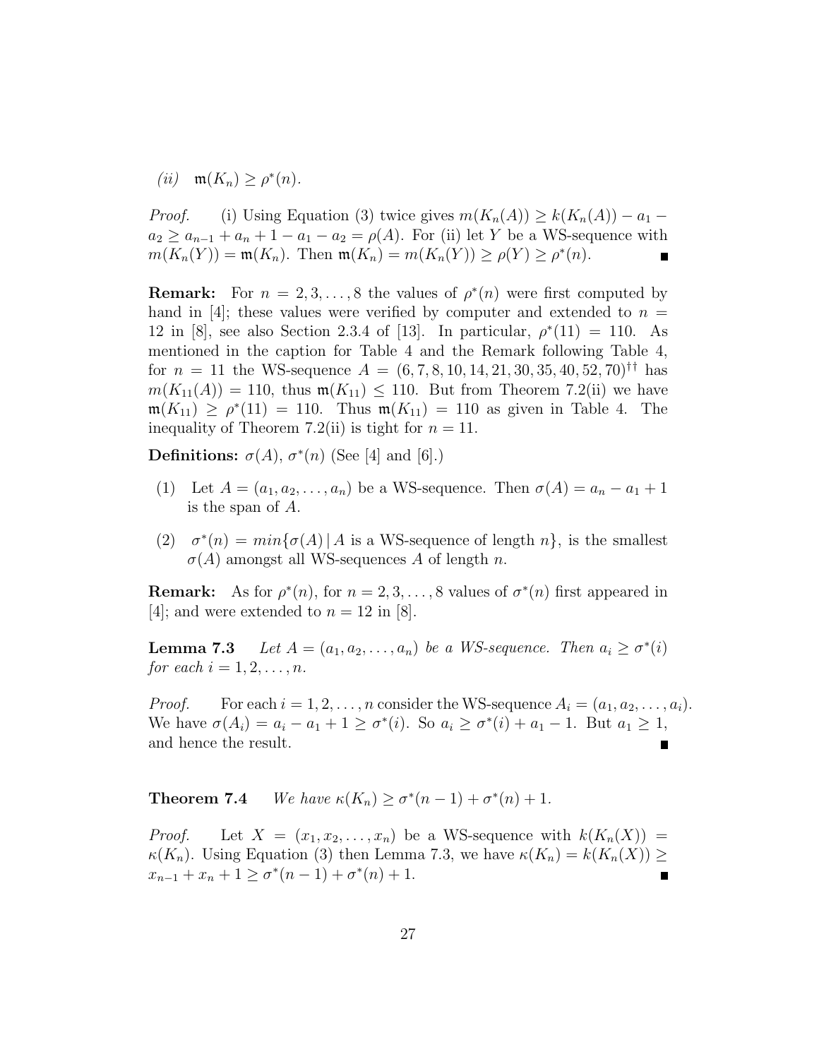*(ii)* $\mathfrak{m}(K_n) \geq \rho^*(n)$.

*Proof.* (i) Using Equation (3) twice gives $m(K_n(A)) \geq k(K_n(A)) - a_1 - a_2 \geq a_{n-1} + a_n + 1 - a_1 - a_2 = \rho(A)$. For (ii) let $Y$ be a WS-sequence with $m(K_n(Y)) = \mathfrak{m}(K_n)$. Then $\mathfrak{m}(K_n) = m(K_n(Y)) \geq \rho(Y) \geq \rho^*(n)$. ∎

**Remark:** For $n = 2, 3, \ldots, 8$ the values of $\rho^*(n)$ were first computed by hand in [4]; these values were verified by computer and extended to $n = 12$ in [8], see also Section 2.3.4 of [13]. In particular, $\rho^*(11) = 110$. As mentioned in the caption for Table 4 and the Remark following Table 4, for $n = 11$ the WS-sequence $A = (6, 7, 8, 10, 14, 21, 30, 35, 40, 52, 70)^{\dagger\dagger}$ has $m(K_{11}(A)) = 110$, thus $\mathfrak{m}(K_{11}) \leq 110$. But from Theorem 7.2(ii) we have $\mathfrak{m}(K_{11}) \geq \rho^*(11) = 110$. Thus $\mathfrak{m}(K_{11}) = 110$ as given in Table 4. The inequality of Theorem 7.2(ii) is tight for $n = 11$.

**Definitions:** $\sigma(A)$, $\sigma^*(n)$ (See [4] and [6].)

(1) Let $A = (a_1, a_2, \ldots, a_n)$ be a WS-sequence. Then $\sigma(A) = a_n - a_1 + 1$ is the span of $A$.

(2) $\sigma^*(n) = min\{\sigma(A) \,|\, A$ is a WS-sequence of length $n\}$, is the smallest $\sigma(A)$ amongst all WS-sequences $A$ of length $n$.

**Remark:** As for $\rho^*(n)$, for $n = 2, 3, \ldots, 8$ values of $\sigma^*(n)$ first appeared in [4]; and were extended to $n = 12$ in [8].

**Lemma 7.3** *Let $A = (a_1, a_2, \ldots, a_n)$ be a WS-sequence. Then $a_i \geq \sigma^*(i)$ for each $i = 1, 2, \ldots, n$.*

*Proof.* For each $i = 1, 2, \ldots, n$ consider the WS-sequence $A_i = (a_1, a_2, \ldots, a_i)$. We have $\sigma(A_i) = a_i - a_1 + 1 \geq \sigma^*(i)$. So $a_i \geq \sigma^*(i) + a_1 - 1$. But $a_1 \geq 1$, and hence the result. ∎

**Theorem 7.4** *We have $\kappa(K_n) \geq \sigma^*(n-1) + \sigma^*(n) + 1$.*

*Proof.* Let $X = (x_1, x_2, \ldots, x_n)$ be a WS-sequence with $k(K_n(X)) = \kappa(K_n)$. Using Equation (3) then Lemma 7.3, we have $\kappa(K_n) = k(K_n(X)) \geq x_{n-1} + x_n + 1 \geq \sigma^*(n-1) + \sigma^*(n) + 1$. ∎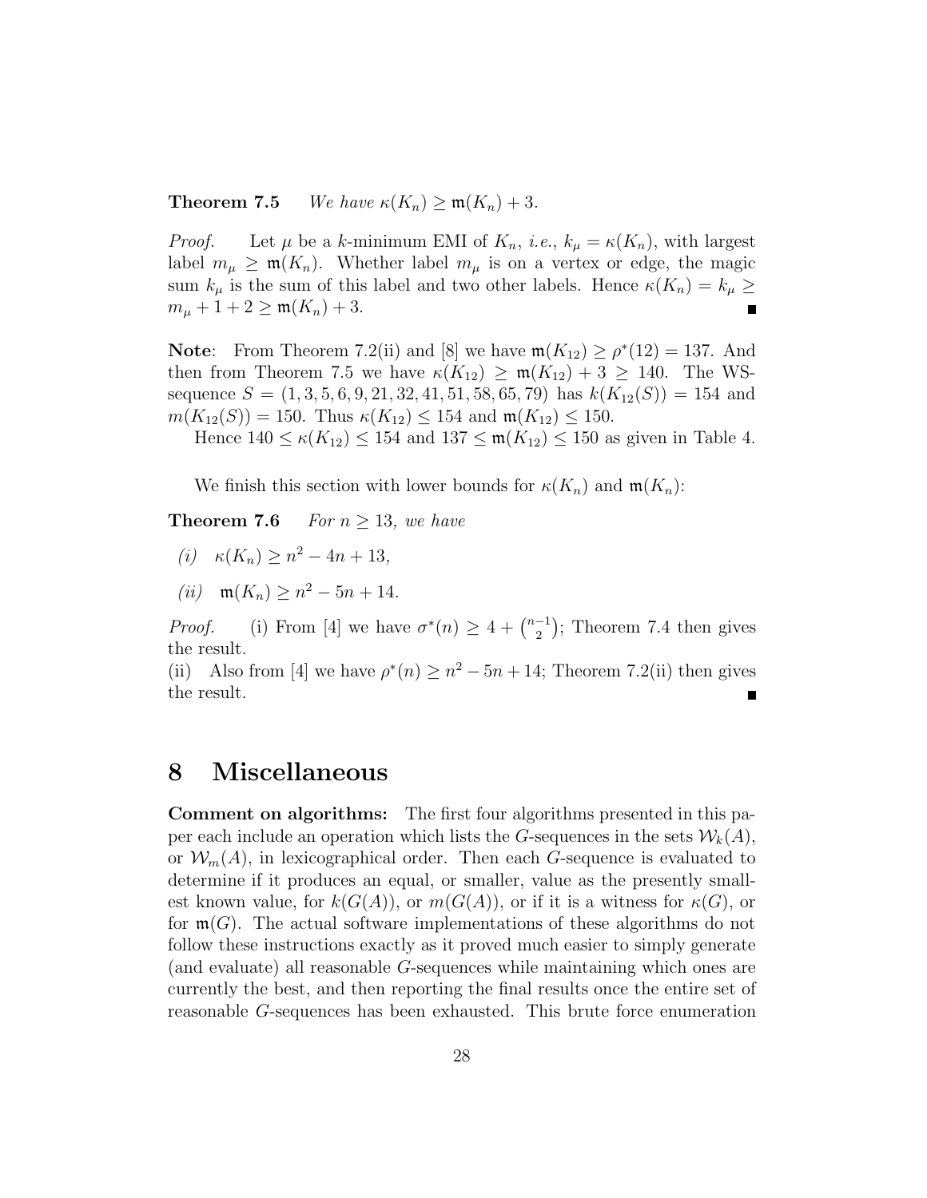**Theorem 7.5** *We have $\kappa(K_n) \geq \mathfrak{m}(K_n) + 3$.*

*Proof.* Let $\mu$ be a $k$-minimum EMI of $K_n$, *i.e.*, $k_\mu = \kappa(K_n)$, with largest label $m_\mu \geq \mathfrak{m}(K_n)$. Whether label $m_\mu$ is on a vertex or edge, the magic sum $k_\mu$ is the sum of this label and two other labels. Hence $\kappa(K_n) = k_\mu \geq m_\mu + 1 + 2 \geq \mathfrak{m}(K_n) + 3$. ∎

**Note**: From Theorem 7.2(ii) and [8] we have $\mathfrak{m}(K_{12}) \geq \rho^*(12) = 137$. And then from Theorem 7.5 we have $\kappa(K_{12}) \geq \mathfrak{m}(K_{12}) + 3 \geq 140$. The WS-sequence $S = (1, 3, 5, 6, 9, 21, 32, 41, 51, 58, 65, 79)$ has $k(K_{12}(S)) = 154$ and $m(K_{12}(S)) = 150$. Thus $\kappa(K_{12}) \leq 154$ and $\mathfrak{m}(K_{12}) \leq 150$.

Hence $140 \leq \kappa(K_{12}) \leq 154$ and $137 \leq \mathfrak{m}(K_{12}) \leq 150$ as given in Table 4.

We finish this section with lower bounds for $\kappa(K_n)$ and $\mathfrak{m}(K_n)$:

**Theorem 7.6** *For $n \geq 13$, we have*

- *(i)* $\kappa(K_n) \geq n^2 - 4n + 13$,
- *(ii)* $\mathfrak{m}(K_n) \geq n^2 - 5n + 14$.

*Proof.* (i) From [4] we have $\sigma^*(n) \geq 4 + \binom{n-1}{2}$; Theorem 7.4 then gives the result.
(ii) Also from [4] we have $\rho^*(n) \geq n^2 - 5n + 14$; Theorem 7.2(ii) then gives the result. ∎

# 8 Miscellaneous

**Comment on algorithms:** The first four algorithms presented in this paper each include an operation which lists the $G$-sequences in the sets $\mathcal{W}_k(A)$, or $\mathcal{W}_m(A)$, in lexicographical order. Then each $G$-sequence is evaluated to determine if it produces an equal, or smaller, value as the presently smallest known value, for $k(G(A))$, or $m(G(A))$, or if it is a witness for $\kappa(G)$, or for $\mathfrak{m}(G)$. The actual software implementations of these algorithms do not follow these instructions exactly as it proved much easier to simply generate (and evaluate) all reasonable $G$-sequences while maintaining which ones are currently the best, and then reporting the final results once the entire set of reasonable $G$-sequences has been exhausted. This brute force enumeration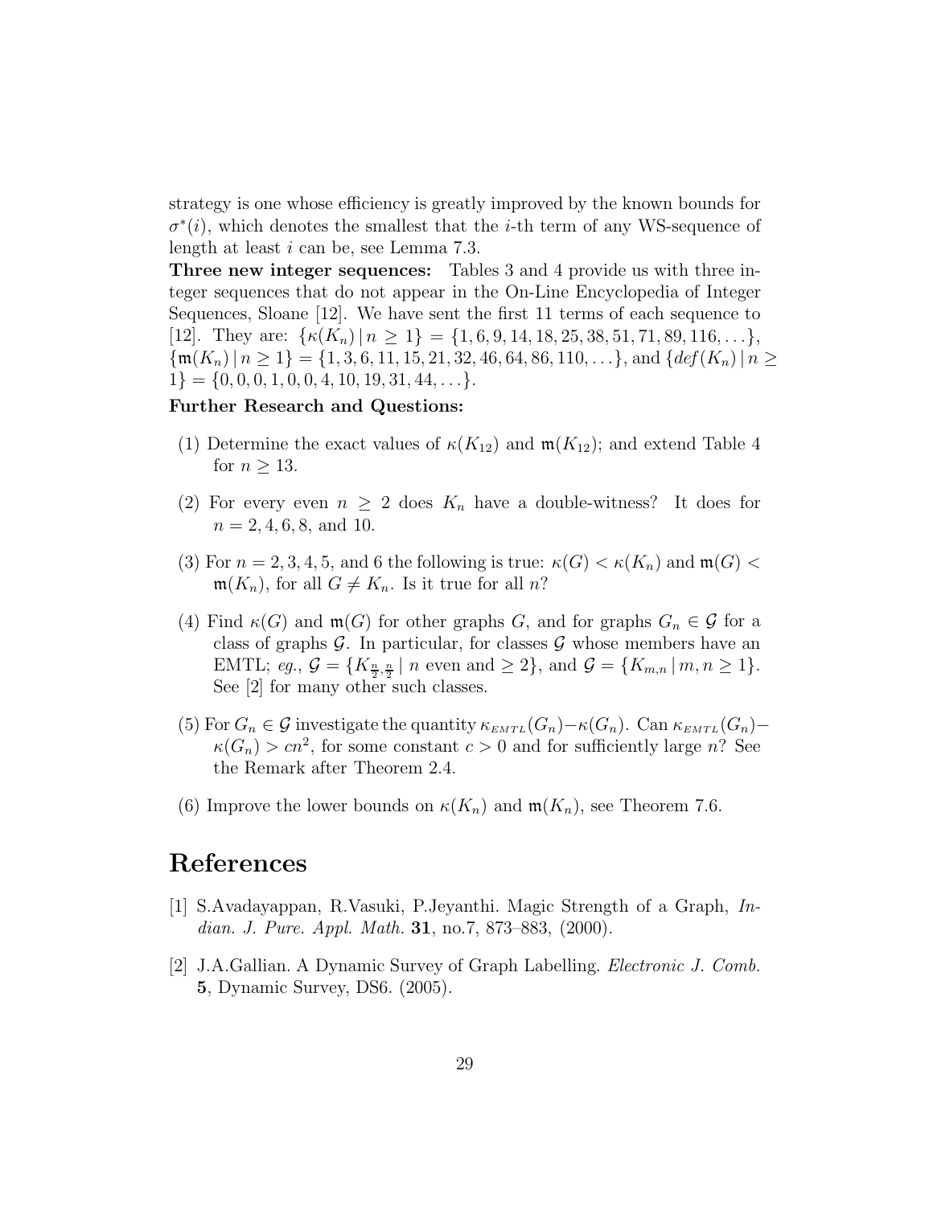strategy is one whose efficiency is greatly improved by the known bounds for $\sigma^*(i)$, which denotes the smallest that the $i$-th term of any WS-sequence of length at least $i$ can be, see Lemma 7.3.

**Three new integer sequences:** Tables 3 and 4 provide us with three integer sequences that do not appear in the On-Line Encyclopedia of Integer Sequences, Sloane [12]. We have sent the first 11 terms of each sequence to [12]. They are: $\{\kappa(K_n) \,|\, n \geq 1\} = \{1, 6, 9, 14, 18, 25, 38, 51, 71, 89, 116, \ldots\}$, $\{\mathfrak{m}(K_n) \,|\, n \geq 1\} = \{1, 3, 6, 11, 15, 21, 32, 46, 64, 86, 110, \ldots\}$, and $\{def(K_n) \,|\, n \geq 1\} = \{0, 0, 0, 1, 0, 0, 4, 10, 19, 31, 44, \ldots\}$.

**Further Research and Questions:**

(1) Determine the exact values of $\kappa(K_{12})$ and $\mathfrak{m}(K_{12})$; and extend Table 4 for $n \geq 13$.

(2) For every even $n \geq 2$ does $K_n$ have a double-witness? It does for $n = 2, 4, 6, 8$, and 10.

(3) For $n = 2, 3, 4, 5$, and 6 the following is true: $\kappa(G) < \kappa(K_n)$ and $\mathfrak{m}(G) < \mathfrak{m}(K_n)$, for all $G \neq K_n$. Is it true for all $n$?

(4) Find $\kappa(G)$ and $\mathfrak{m}(G)$ for other graphs $G$, and for graphs $G_n \in \mathcal{G}$ for a class of graphs $\mathcal{G}$. In particular, for classes $\mathcal{G}$ whose members have an EMTL; *eg.*, $\mathcal{G} = \{K_{\frac{n}{2},\frac{n}{2}} \,|\, n \text{ even and} \geq 2\}$, and $\mathcal{G} = \{K_{m,n} \,|\, m, n \geq 1\}$. See [2] for many other such classes.

(5) For $G_n \in \mathcal{G}$ investigate the quantity $\kappa_{EMTL}(G_n) - \kappa(G_n)$. Can $\kappa_{EMTL}(G_n) - \kappa(G_n) > cn^2$, for some constant $c > 0$ and for sufficiently large $n$? See the Remark after Theorem 2.4.

(6) Improve the lower bounds on $\kappa(K_n)$ and $\mathfrak{m}(K_n)$, see Theorem 7.6.

# References

[1] S.Avadayappan, R.Vasuki, P.Jeyanthi. Magic Strength of a Graph, *Indian. J. Pure. Appl. Math.* **31**, no.7, 873–883, (2000).

[2] J.A.Gallian. A Dynamic Survey of Graph Labelling. *Electronic J. Comb.* **5**, Dynamic Survey, DS6. (2005).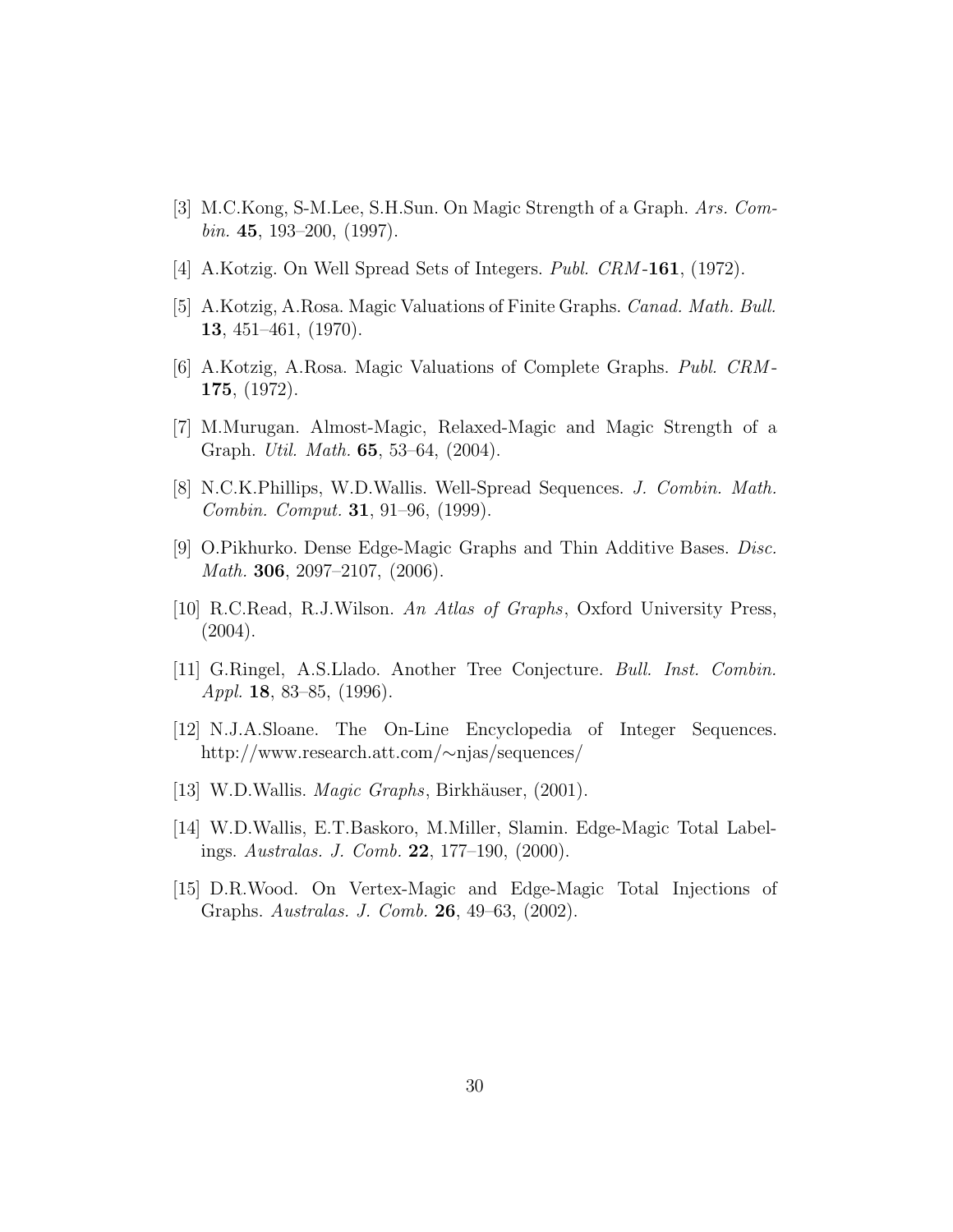[3] M.C.Kong, S-M.Lee, S.H.Sun. On Magic Strength of a Graph. *Ars. Combin.* **45**, 193–200, (1997).

[4] A.Kotzig. On Well Spread Sets of Integers. *Publ. CRM*-**161**, (1972).

[5] A.Kotzig, A.Rosa. Magic Valuations of Finite Graphs. *Canad. Math. Bull.* **13**, 451–461, (1970).

[6] A.Kotzig, A.Rosa. Magic Valuations of Complete Graphs. *Publ. CRM*-**175**, (1972).

[7] M.Murugan. Almost-Magic, Relaxed-Magic and Magic Strength of a Graph. *Util. Math.* **65**, 53–64, (2004).

[8] N.C.K.Phillips, W.D.Wallis. Well-Spread Sequences. *J. Combin. Math. Combin. Comput.* **31**, 91–96, (1999).

[9] O.Pikhurko. Dense Edge-Magic Graphs and Thin Additive Bases. *Disc. Math.* **306**, 2097–2107, (2006).

[10] R.C.Read, R.J.Wilson. *An Atlas of Graphs*, Oxford University Press, (2004).

[11] G.Ringel, A.S.Llado. Another Tree Conjecture. *Bull. Inst. Combin. Appl.* **18**, 83–85, (1996).

[12] N.J.A.Sloane. The On-Line Encyclopedia of Integer Sequences. http://www.research.att.com/∼njas/sequences/

[13] W.D.Wallis. *Magic Graphs*, Birkhäuser, (2001).

[14] W.D.Wallis, E.T.Baskoro, M.Miller, Slamin. Edge-Magic Total Labelings. *Australas. J. Comb.* **22**, 177–190, (2000).

[15] D.R.Wood. On Vertex-Magic and Edge-Magic Total Injections of Graphs. *Australas. J. Comb.* **26**, 49–63, (2002).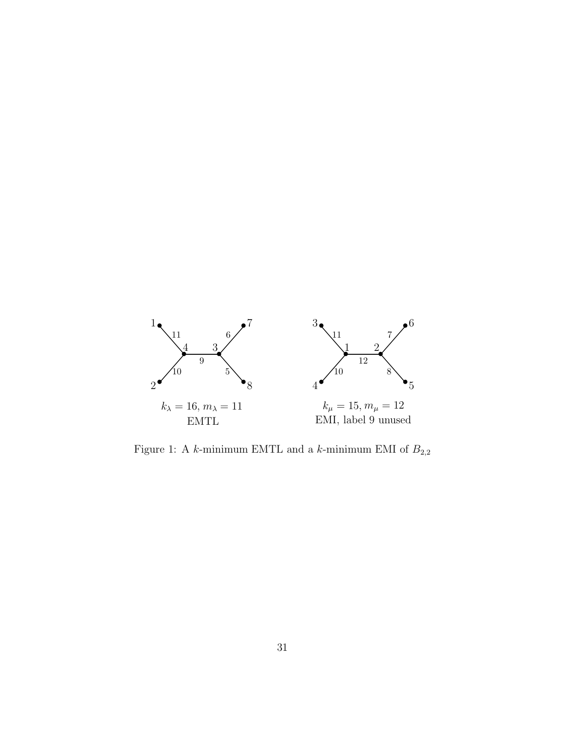$k_\lambda = 16$, $m_\lambda = 11$
EMTL

$k_\mu = 15$, $m_\mu = 12$
EMI, label 9 unused

Figure 1: A $k$-minimum EMTL and a $k$-minimum EMI of $B_{2,2}$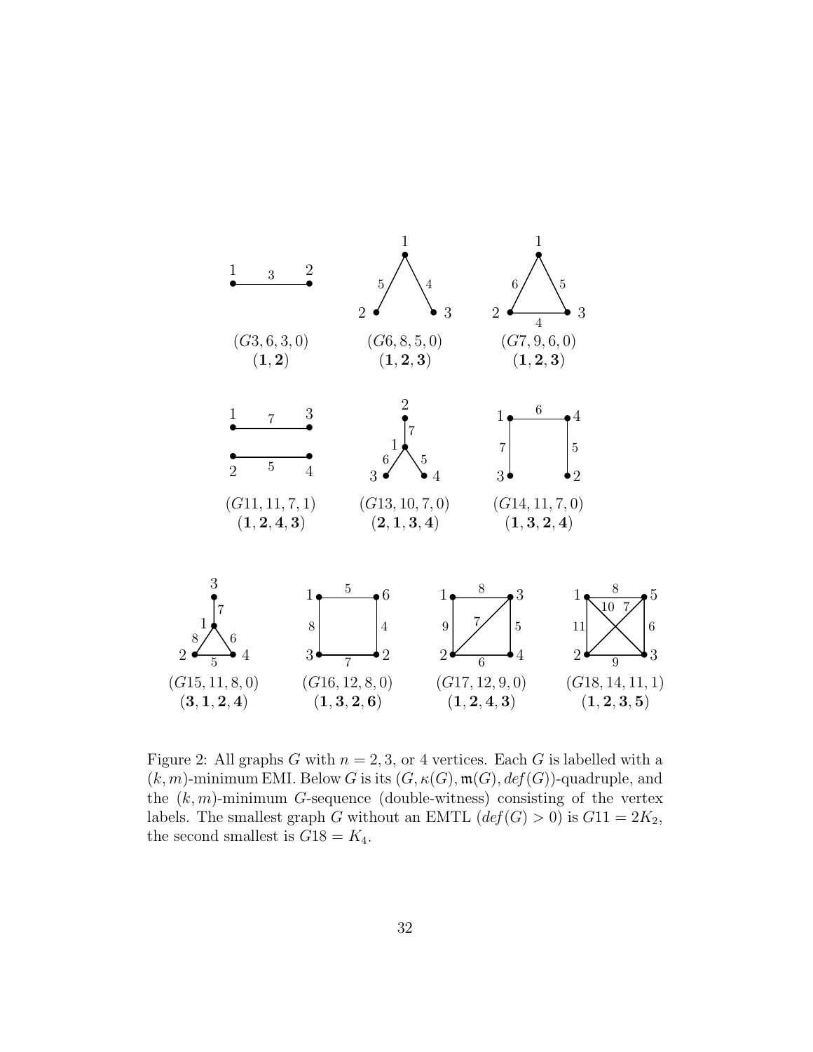$(G3, 6, 3, 0)$
$(\mathbf{1}, \mathbf{2})$

$(G6, 8, 5, 0)$
$(\mathbf{1}, \mathbf{2}, \mathbf{3})$

$(G7, 9, 6, 0)$
$(\mathbf{1}, \mathbf{2}, \mathbf{3})$

$(G11, 11, 7, 1)$
$(\mathbf{1}, \mathbf{2}, \mathbf{4}, \mathbf{3})$

$(G13, 10, 7, 0)$
$(\mathbf{2}, \mathbf{1}, \mathbf{3}, \mathbf{4})$

$(G14, 11, 7, 0)$
$(\mathbf{1}, \mathbf{3}, \mathbf{2}, \mathbf{4})$

$(G15, 11, 8, 0)$
$(\mathbf{3}, \mathbf{1}, \mathbf{2}, \mathbf{4})$

$(G16, 12, 8, 0)$
$(\mathbf{1}, \mathbf{3}, \mathbf{2}, \mathbf{6})$

$(G17, 12, 9, 0)$
$(\mathbf{1}, \mathbf{2}, \mathbf{4}, \mathbf{3})$

$(G18, 14, 11, 1)$
$(\mathbf{1}, \mathbf{2}, \mathbf{3}, \mathbf{5})$

Figure 2: All graphs $G$ with $n = 2, 3$, or $4$ vertices. Each $G$ is labelled with a $(k, m)$-minimum EMI. Below $G$ is its $(G, \kappa(G), \mathfrak{m}(G), def(G))$-quadruple, and the $(k, m)$-minimum $G$-sequence (double-witness) consisting of the vertex labels. The smallest graph $G$ without an EMTL ($def(G) > 0$) is $G11 = 2K_2$, the second smallest is $G18 = K_4$.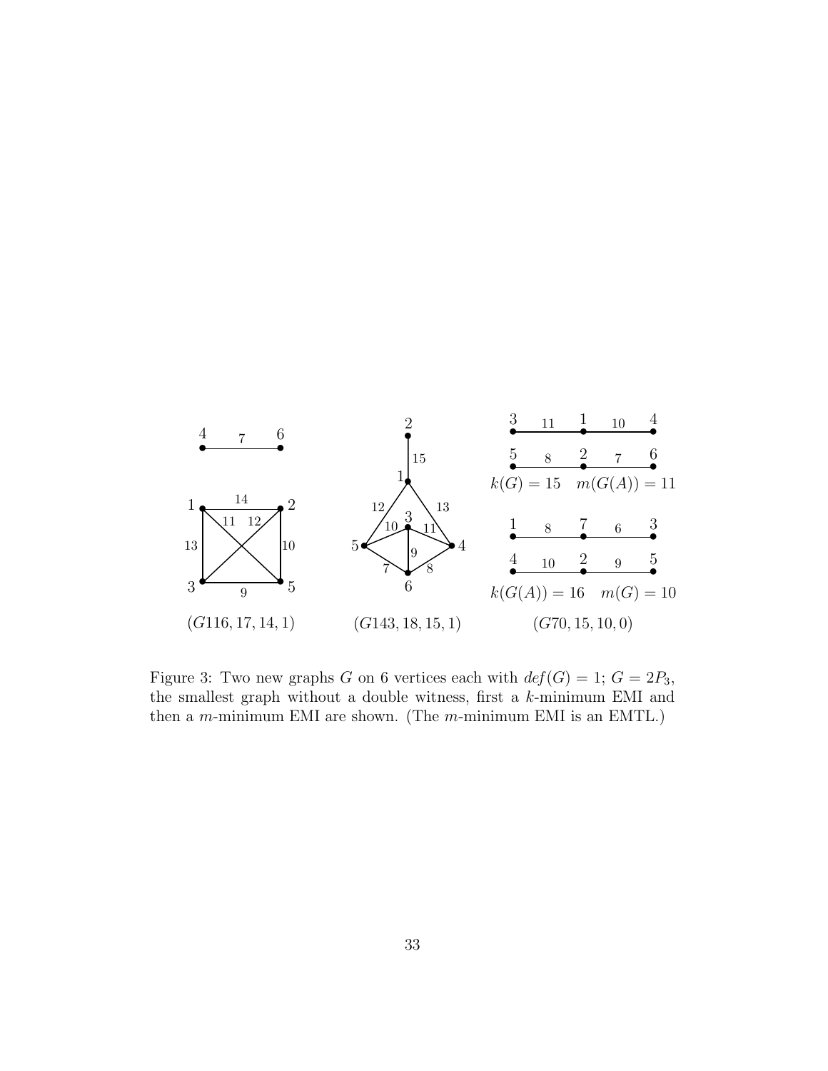4 7 6

1 14 2

11 12

13 10

3 9 5

$(G116, 17, 14, 1)$

2

15

1

12 13

3

5 10 11 4

9

7 8

6

$(G143, 18, 15, 1)$

3 11 1 10 4

5 8 2 7 6

$k(G) = 15 \quad m(G(A)) = 11$

1 8 7 6 3

4 10 2 9 5

$k(G(A)) = 16 \quad m(G) = 10$

$(G70, 15, 10, 0)$

Figure 3: Two new graphs $G$ on 6 vertices each with $def(G) = 1$; $G = 2P_3$, the smallest graph without a double witness, first a $k$-minimum EMI and then a $m$-minimum EMI are shown. (The $m$-minimum EMI is an EMTL.)